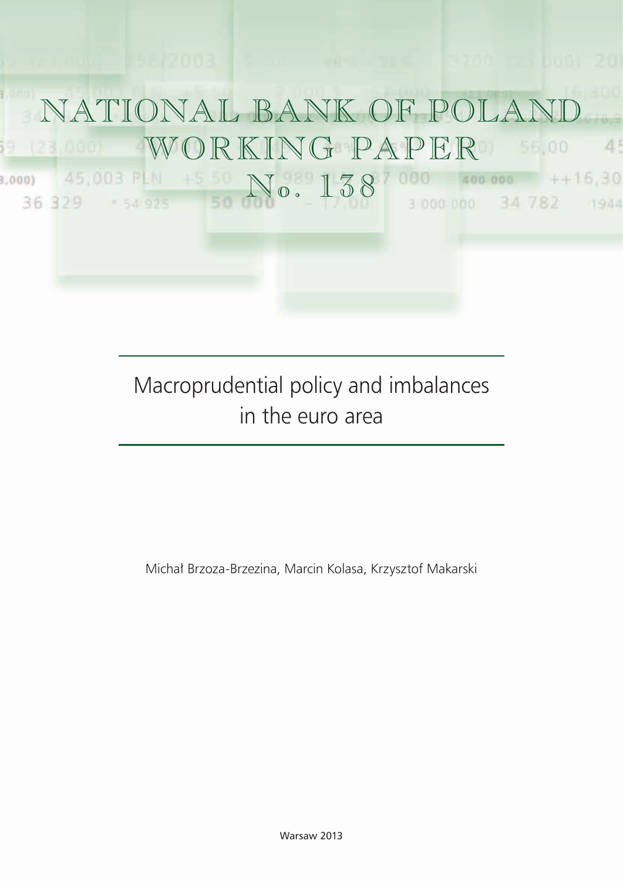# NATIONAL BANK OF POLAND WORKING PAPER No. 138

## Macroprudential policy and imbalances in the euro area

Michał Brzoza-Brzezina, Marcin Kolasa, Krzysztof Makarski

Warsaw 2013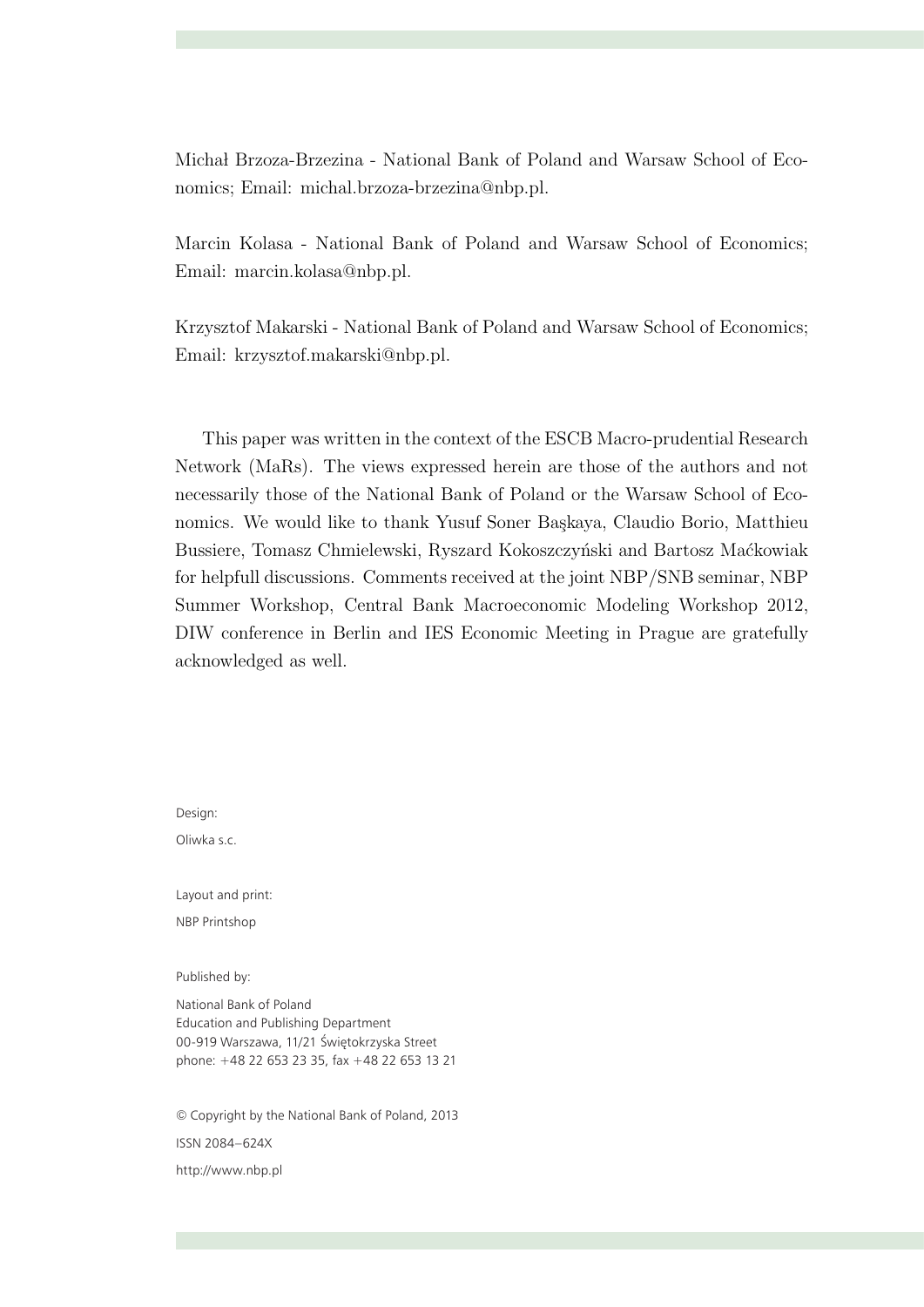Michał Brzoza-Brzezina - National Bank of Poland and Warsaw School of Economics; Email: michal.brzoza-brzezina@nbp.pl.

Marcin Kolasa - National Bank of Poland and Warsaw School of Economics; Email: marcin.kolasa@nbp.pl.

Krzysztof Makarski - National Bank of Poland and Warsaw School of Economics; Email: krzysztof.makarski@nbp.pl.

This paper was written in the context of the ESCB Macro-prudential Research Network (MaRs). The views expressed herein are those of the authors and not necessarily those of the National Bank of Poland or the Warsaw School of Economics. We would like to thank Yusuf Soner Başkaya, Claudio Borio, Matthieu Bussiere, Tomasz Chmielewski, Ryszard Kokoszczyński and Bartosz Maćkowiak for helpfull discussions. Comments received at the joint NBP/SNB seminar, NBP Summer Workshop, Central Bank Macroeconomic Modeling Workshop 2012, DIW conference in Berlin and IES Economic Meeting in Prague are gratefully acknowledged as well.

Design:

Oliwka s.c.

Layout and print:

NBP Printshop

Published by:

National Bank of Poland
Education and Publishing Department
00-919 Warszawa, 11/21 Świętokrzyska Street
phone: +48 22 653 23 35, fax +48 22 653 13 21

© Copyright by the National Bank of Poland, 2013

ISSN 2084–624X

http://www.nbp.pl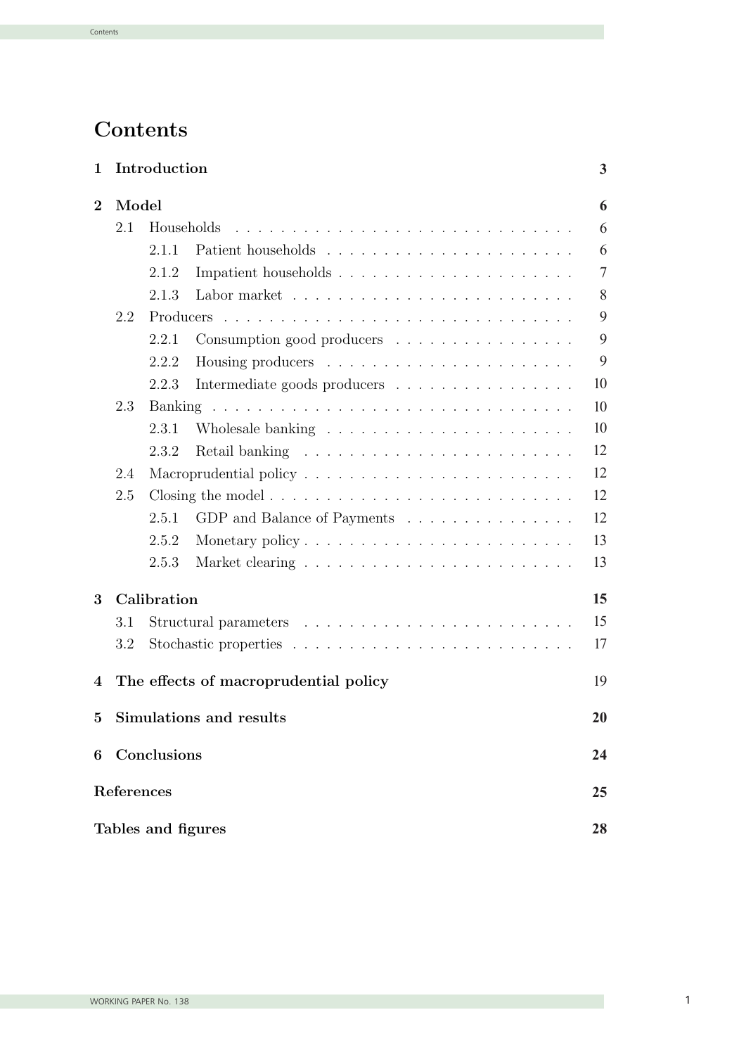# Contents

| | | |
|---|---|---|
| **1** | **Introduction** | **3** |
| **2** | **Model** | **6** |
| 2.1 | Households | 6 |
| 2.1.1 | Patient households | 6 |
| 2.1.2 | Impatient households | 7 |
| 2.1.3 | Labor market | 8 |
| 2.2 | Producers | 9 |
| 2.2.1 | Consumption good producers | 9 |
| 2.2.2 | Housing producers | 9 |
| 2.2.3 | Intermediate goods producers | 10 |
| 2.3 | Banking | 10 |
| 2.3.1 | Wholesale banking | 10 |
| 2.3.2 | Retail banking | 12 |
| 2.4 | Macroprudential policy | 12 |
| 2.5 | Closing the model | 12 |
| 2.5.1 | GDP and Balance of Payments | 12 |
| 2.5.2 | Monetary policy | 13 |
| 2.5.3 | Market clearing | 13 |
| **3** | **Calibration** | **15** |
| 3.1 | Structural parameters | 15 |
| 3.2 | Stochastic properties | 17 |
| **4** | **The effects of macroprudential policy** | 19 |
| **5** | **Simulations and results** | **20** |
| **6** | **Conclusions** | **24** |
| | **References** | **25** |
| | **Tables and figures** | **28** |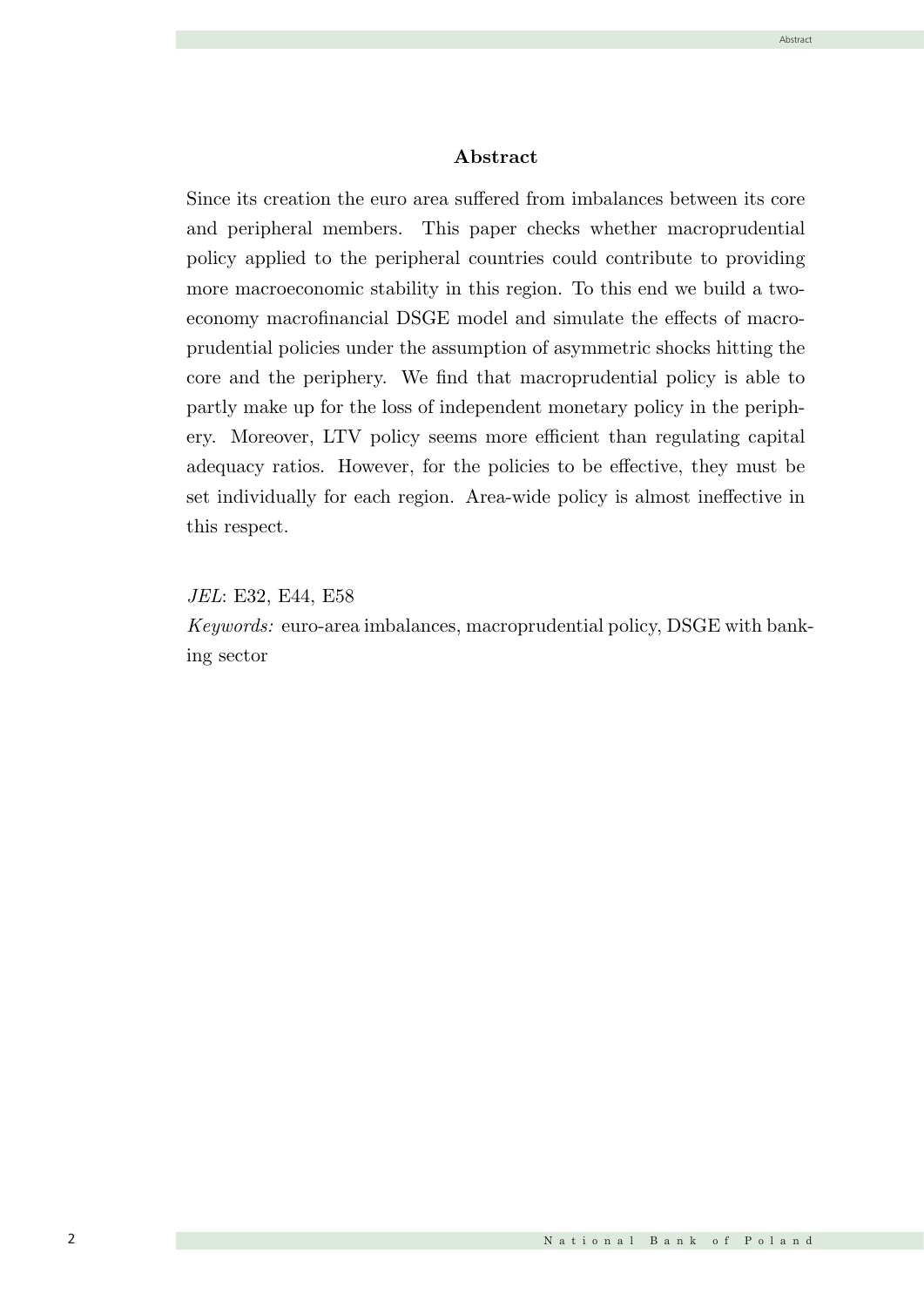## Abstract

Since its creation the euro area suffered from imbalances between its core and peripheral members. This paper checks whether macroprudential policy applied to the peripheral countries could contribute to providing more macroeconomic stability in this region. To this end we build a two-economy macrofinancial DSGE model and simulate the effects of macroprudential policies under the assumption of asymmetric shocks hitting the core and the periphery. We find that macroprudential policy is able to partly make up for the loss of independent monetary policy in the periphery. Moreover, LTV policy seems more efficient than regulating capital adequacy ratios. However, for the policies to be effective, they must be set individually for each region. Area-wide policy is almost ineffective in this respect.

*JEL*: E32, E44, E58

*Keywords:* euro-area imbalances, macroprudential policy, DSGE with banking sector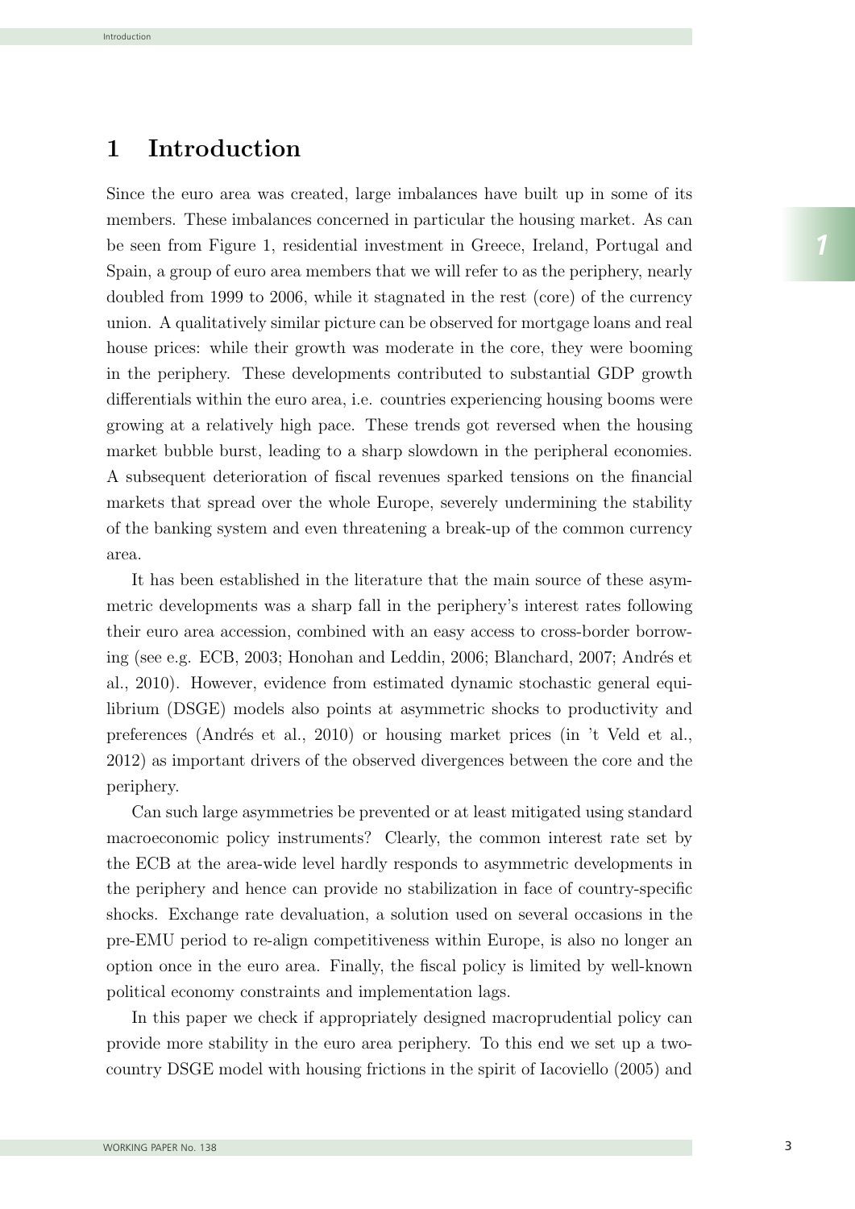# 1 Introduction

Since the euro area was created, large imbalances have built up in some of its members. These imbalances concerned in particular the housing market. As can be seen from Figure 1, residential investment in Greece, Ireland, Portugal and Spain, a group of euro area members that we will refer to as the periphery, nearly doubled from 1999 to 2006, while it stagnated in the rest (core) of the currency union. A qualitatively similar picture can be observed for mortgage loans and real house prices: while their growth was moderate in the core, they were booming in the periphery. These developments contributed to substantial GDP growth differentials within the euro area, i.e. countries experiencing housing booms were growing at a relatively high pace. These trends got reversed when the housing market bubble burst, leading to a sharp slowdown in the peripheral economies. A subsequent deterioration of fiscal revenues sparked tensions on the financial markets that spread over the whole Europe, severely undermining the stability of the banking system and even threatening a break-up of the common currency area.

It has been established in the literature that the main source of these asymmetric developments was a sharp fall in the periphery's interest rates following their euro area accession, combined with an easy access to cross-border borrowing (see e.g. ECB, 2003; Honohan and Leddin, 2006; Blanchard, 2007; Andrés et al., 2010). However, evidence from estimated dynamic stochastic general equilibrium (DSGE) models also points at asymmetric shocks to productivity and preferences (Andrés et al., 2010) or housing market prices (in 't Veld et al., 2012) as important drivers of the observed divergences between the core and the periphery.

Can such large asymmetries be prevented or at least mitigated using standard macroeconomic policy instruments? Clearly, the common interest rate set by the ECB at the area-wide level hardly responds to asymmetric developments in the periphery and hence can provide no stabilization in face of country-specific shocks. Exchange rate devaluation, a solution used on several occasions in the pre-EMU period to re-align competitiveness within Europe, is also no longer an option once in the euro area. Finally, the fiscal policy is limited by well-known political economy constraints and implementation lags.

In this paper we check if appropriately designed macroprudential policy can provide more stability in the euro area periphery. To this end we set up a two-country DSGE model with housing frictions in the spirit of Iacoviello (2005) and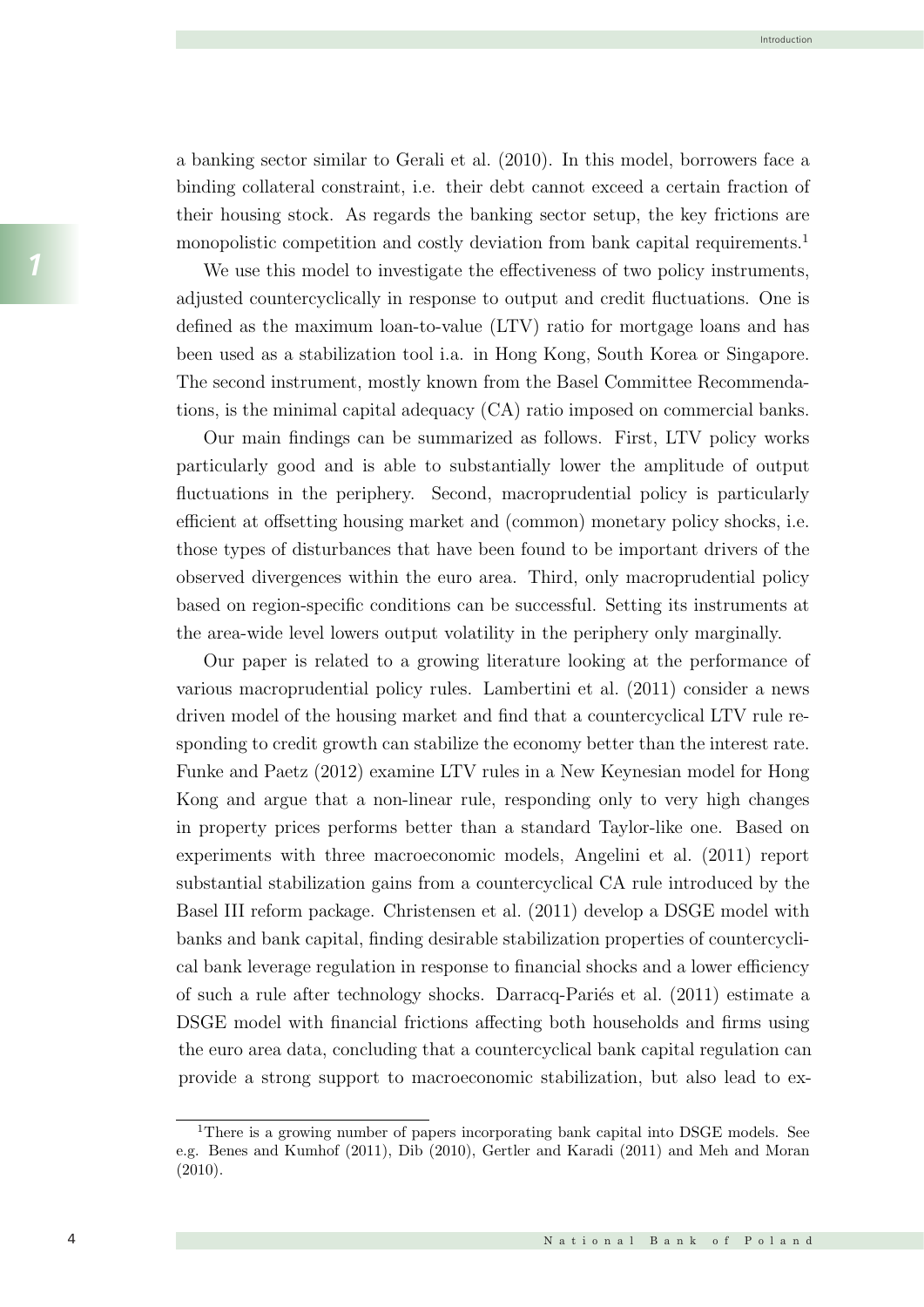a banking sector similar to Gerali et al. (2010). In this model, borrowers face a binding collateral constraint, i.e. their debt cannot exceed a certain fraction of their housing stock. As regards the banking sector setup, the key frictions are monopolistic competition and costly deviation from bank capital requirements.[1]

We use this model to investigate the effectiveness of two policy instruments, adjusted countercyclically in response to output and credit fluctuations. One is defined as the maximum loan-to-value (LTV) ratio for mortgage loans and has been used as a stabilization tool i.a. in Hong Kong, South Korea or Singapore. The second instrument, mostly known from the Basel Committee Recommendations, is the minimal capital adequacy (CA) ratio imposed on commercial banks.

Our main findings can be summarized as follows. First, LTV policy works particularly good and is able to substantially lower the amplitude of output fluctuations in the periphery. Second, macroprudential policy is particularly efficient at offsetting housing market and (common) monetary policy shocks, i.e. those types of disturbances that have been found to be important drivers of the observed divergences within the euro area. Third, only macroprudential policy based on region-specific conditions can be successful. Setting its instruments at the area-wide level lowers output volatility in the periphery only marginally.

Our paper is related to a growing literature looking at the performance of various macroprudential policy rules. Lambertini et al. (2011) consider a news driven model of the housing market and find that a countercyclical LTV rule responding to credit growth can stabilize the economy better than the interest rate. Funke and Paetz (2012) examine LTV rules in a New Keynesian model for Hong Kong and argue that a non-linear rule, responding only to very high changes in property prices performs better than a standard Taylor-like one. Based on experiments with three macroeconomic models, Angelini et al. (2011) report substantial stabilization gains from a countercyclical CA rule introduced by the Basel III reform package. Christensen et al. (2011) develop a DSGE model with banks and bank capital, finding desirable stabilization properties of countercyclical bank leverage regulation in response to financial shocks and a lower efficiency of such a rule after technology shocks. Darracq-Pariés et al. (2011) estimate a DSGE model with financial frictions affecting both households and firms using the euro area data, concluding that a countercyclical bank capital regulation can provide a strong support to macroeconomic stabilization, but also lead to ex-

---

[1] There is a growing number of papers incorporating bank capital into DSGE models. See e.g. Benes and Kumhof (2011), Dib (2010), Gertler and Karadi (2011) and Meh and Moran (2010).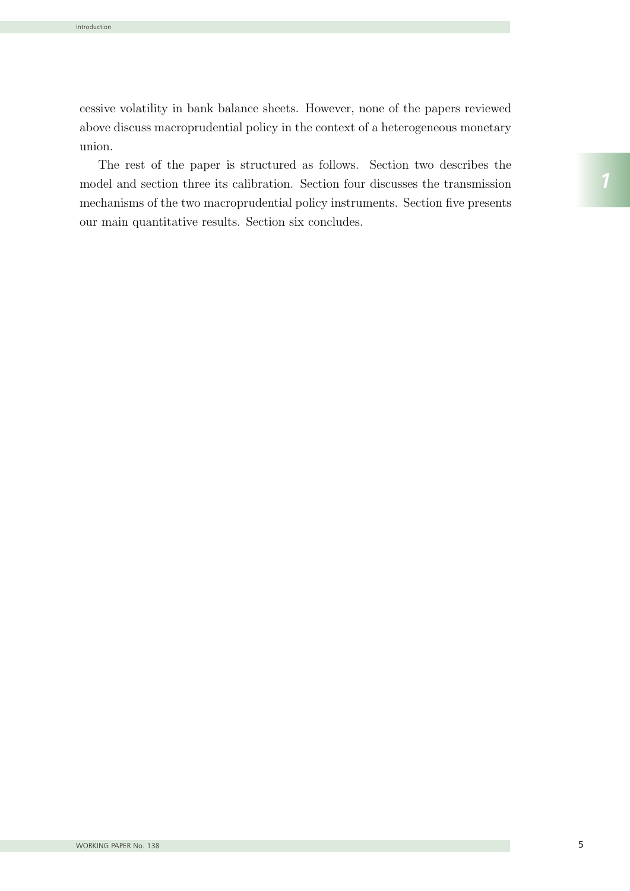cessive volatility in bank balance sheets. However, none of the papers reviewed above discuss macroprudential policy in the context of a heterogeneous monetary union.

The rest of the paper is structured as follows. Section two describes the model and section three its calibration. Section four discusses the transmission mechanisms of the two macroprudential policy instruments. Section five presents our main quantitative results. Section six concludes.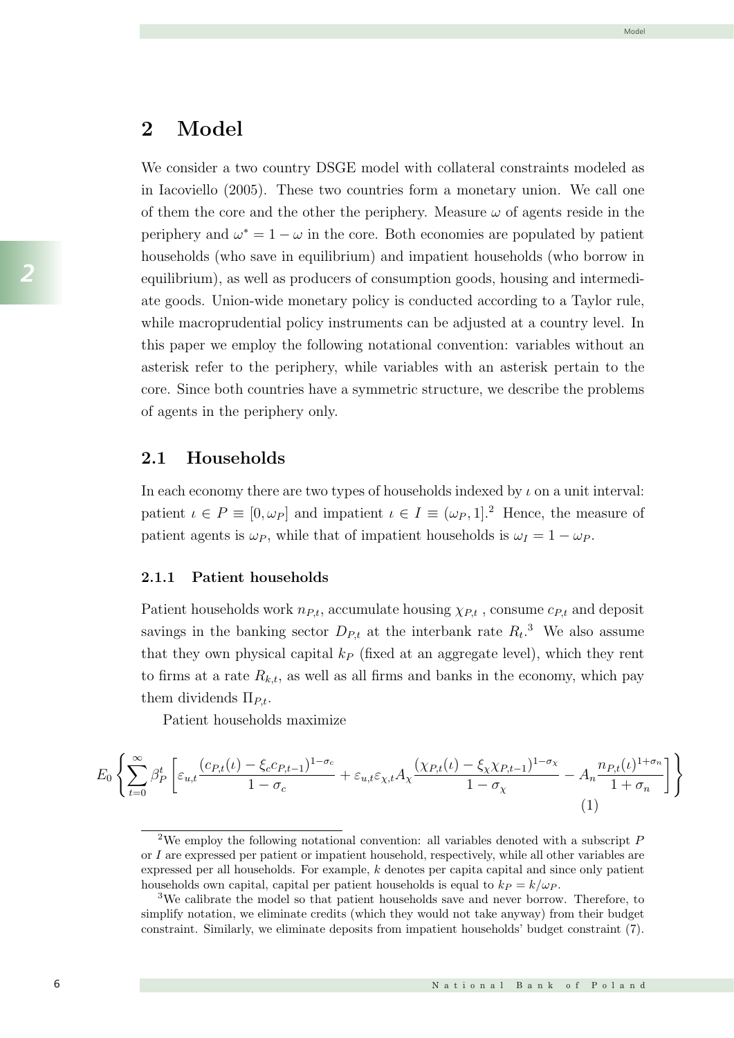# 2 Model

We consider a two country DSGE model with collateral constraints modeled as in Iacoviello (2005). These two countries form a monetary union. We call one of them the core and the other the periphery. Measure $\omega$ of agents reside in the periphery and $\omega^* = 1 - \omega$ in the core. Both economies are populated by patient households (who save in equilibrium) and impatient households (who borrow in equilibrium), as well as producers of consumption goods, housing and intermediate goods. Union-wide monetary policy is conducted according to a Taylor rule, while macroprudential policy instruments can be adjusted at a country level. In this paper we employ the following notational convention: variables without an asterisk refer to the periphery, while variables with an asterisk pertain to the core. Since both countries have a symmetric structure, we describe the problems of agents in the periphery only.

## 2.1 Households

In each economy there are two types of households indexed by $\iota$ on a unit interval: patient $\iota \in P \equiv [0, \omega_P]$ and impatient $\iota \in I \equiv (\omega_P, 1]$.[2] Hence, the measure of patient agents is $\omega_P$, while that of impatient households is $\omega_I = 1 - \omega_P$.

### 2.1.1 Patient households

Patient households work $n_{P,t}$, accumulate housing $\chi_{P,t}$ , consume $c_{P,t}$ and deposit savings in the banking sector $D_{P,t}$ at the interbank rate $R_t$.[3] We also assume that they own physical capital $k_P$ (fixed at an aggregate level), which they rent to firms at a rate $R_{k,t}$, as well as all firms and banks in the economy, which pay them dividends $\Pi_{P,t}$.

Patient households maximize

$$E_0 \left\{ \sum_{t=0}^{\infty} \beta_P^t \left[ \varepsilon_{u,t} \frac{(c_{P,t}(\iota) - \xi_c c_{P,t-1})^{1-\sigma_c}}{1-\sigma_c} + \varepsilon_{u,t}\varepsilon_{\chi,t} A_\chi \frac{(\chi_{P,t}(\iota) - \xi_\chi \chi_{P,t-1})^{1-\sigma_\chi}}{1-\sigma_\chi} - A_n \frac{n_{P,t}(\iota)^{1+\sigma_n}}{1+\sigma_n} \right] \right\} \tag{1}$$

---

[2] We employ the following notational convention: all variables denoted with a subscript $P$ or $I$ are expressed per patient or impatient household, respectively, while all other variables are expressed per all households. For example, $k$ denotes per capita capital and since only patient households own capital, capital per patient households is equal to $k_P = k/\omega_P$.

[3] We calibrate the model so that patient households save and never borrow. Therefore, to simplify notation, we eliminate credits (which they would not take anyway) from their budget constraint. Similarly, we eliminate deposits from impatient households' budget constraint (7).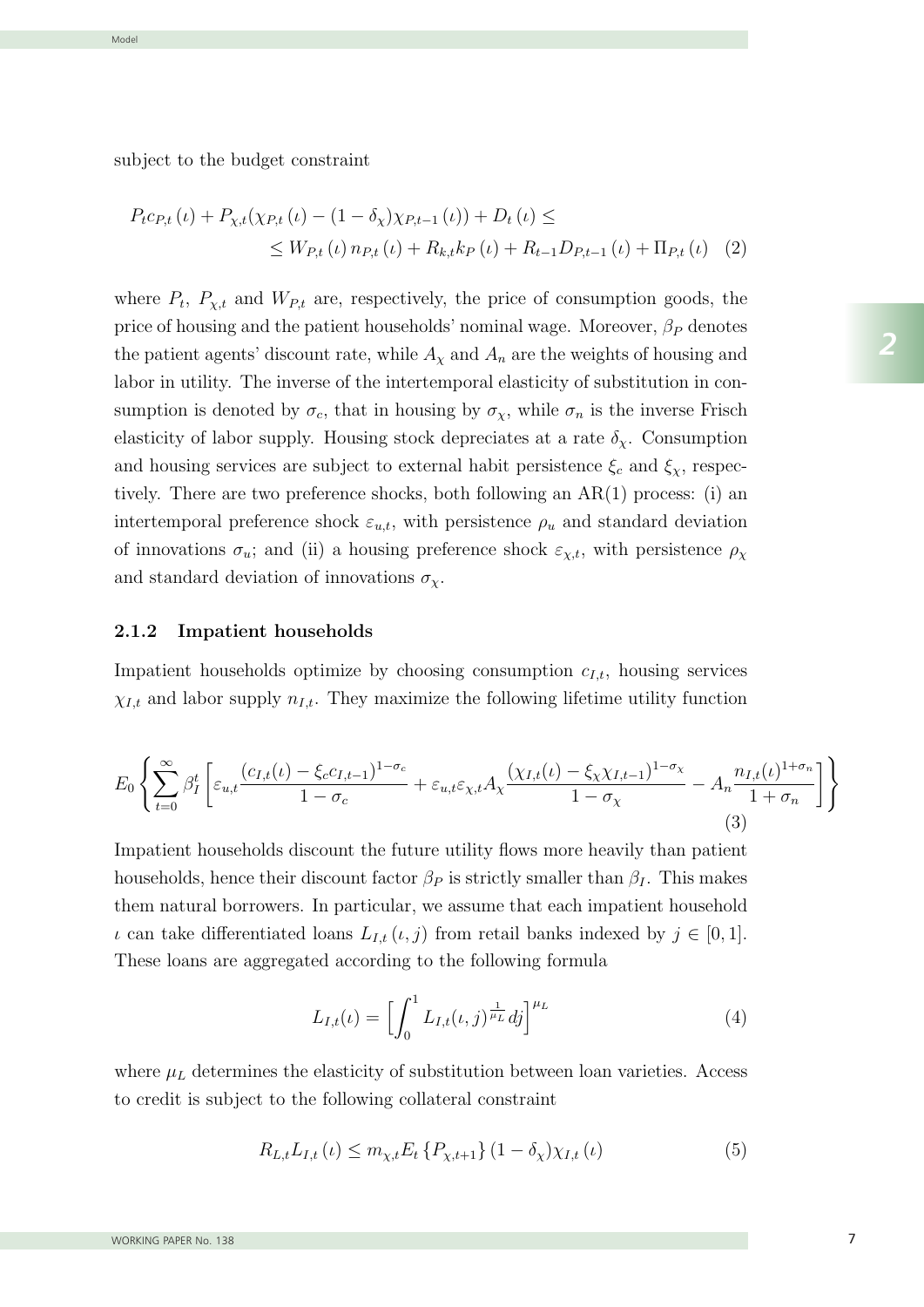subject to the budget constraint

$$
\begin{aligned}
P_t c_{P,t}(\iota) + P_{\chi,t}(\chi_{P,t}(\iota) - (1-\delta_\chi)\chi_{P,t-1}(\iota)) + D_t(\iota) \leq \\
\leq W_{P,t}(\iota) n_{P,t}(\iota) + R_{k,t} k_P(\iota) + R_{t-1} D_{P,t-1}(\iota) + \Pi_{P,t}(\iota) \quad (2)
\end{aligned}
$$

where $P_t$, $P_{\chi,t}$ and $W_{P,t}$ are, respectively, the price of consumption goods, the price of housing and the patient households' nominal wage. Moreover, $\beta_P$ denotes the patient agents' discount rate, while $A_\chi$ and $A_n$ are the weights of housing and labor in utility. The inverse of the intertemporal elasticity of substitution in consumption is denoted by $\sigma_c$, that in housing by $\sigma_\chi$, while $\sigma_n$ is the inverse Frisch elasticity of labor supply. Housing stock depreciates at a rate $\delta_\chi$. Consumption and housing services are subject to external habit persistence $\xi_c$ and $\xi_\chi$, respectively. There are two preference shocks, both following an AR(1) process: (i) an intertemporal preference shock $\varepsilon_{u,t}$, with persistence $\rho_u$ and standard deviation of innovations $\sigma_u$; and (ii) a housing preference shock $\varepsilon_{\chi,t}$, with persistence $\rho_\chi$ and standard deviation of innovations $\sigma_\chi$.

### 2.1.2 Impatient households

Impatient households optimize by choosing consumption $c_{I,t}$, housing services $\chi_{I,t}$ and labor supply $n_{I,t}$. They maximize the following lifetime utility function

$$
E_0 \left\{ \sum_{t=0}^{\infty} \beta_I^t \left[ \varepsilon_{u,t} \frac{(c_{I,t}(\iota) - \xi_c c_{I,t-1})^{1-\sigma_c}}{1-\sigma_c} + \varepsilon_{u,t}\varepsilon_{\chi,t} A_\chi \frac{(\chi_{I,t}(\iota) - \xi_\chi \chi_{I,t-1})^{1-\sigma_\chi}}{1-\sigma_\chi} - A_n \frac{n_{I,t}(\iota)^{1+\sigma_n}}{1+\sigma_n} \right] \right\} \quad (3)
$$

Impatient households discount the future utility flows more heavily than patient households, hence their discount factor $\beta_P$ is strictly smaller than $\beta_I$. This makes them natural borrowers. In particular, we assume that each impatient household $\iota$ can take differentiated loans $L_{I,t}(\iota, j)$ from retail banks indexed by $j \in [0, 1]$. These loans are aggregated according to the following formula

$$
L_{I,t}(\iota) = \left[ \int_0^1 L_{I,t}(\iota, j)^{\frac{1}{\mu_L}} dj \right]^{\mu_L} \quad (4)
$$

where $\mu_L$ determines the elasticity of substitution between loan varieties. Access to credit is subject to the following collateral constraint

$$
R_{L,t} L_{I,t}(\iota) \leq m_{\chi,t} E_t \{P_{\chi,t+1}\} (1-\delta_\chi) \chi_{I,t}(\iota) \quad (5)
$$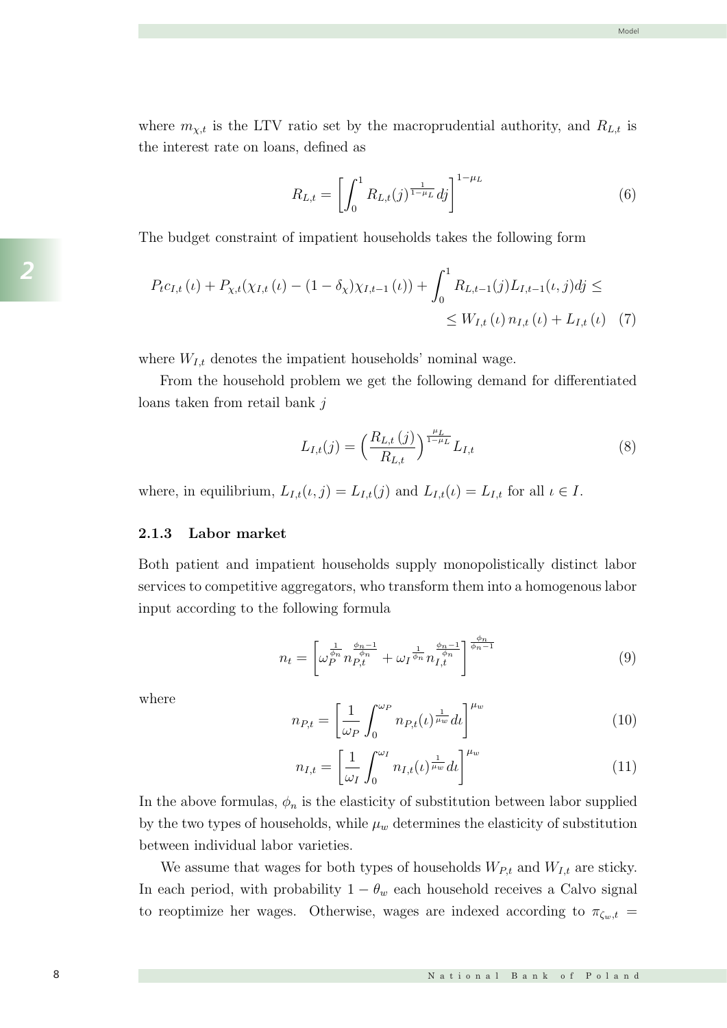where $m_{\chi,t}$ is the LTV ratio set by the macroprudential authority, and $R_{L,t}$ is the interest rate on loans, defined as

$$R_{L,t} = \left[ \int_0^1 R_{L,t}(j)^{\frac{1}{1-\mu_L}} dj \right]^{1-\mu_L} \tag{6}$$

The budget constraint of impatient households takes the following form

$$P_t c_{I,t}(\iota) + P_{\chi,t}(\chi_{I,t}(\iota) - (1-\delta_\chi)\chi_{I,t-1}(\iota)) + \int_0^1 R_{L,t-1}(j) L_{I,t-1}(\iota, j) dj \leq$$
$$\leq W_{I,t}(\iota) n_{I,t}(\iota) + L_{I,t}(\iota) \tag{7}$$

where $W_{I,t}$ denotes the impatient households' nominal wage.

From the household problem we get the following demand for differentiated loans taken from retail bank $j$

$$L_{I,t}(j) = \Big( \frac{R_{L,t}(j)}{R_{L,t}} \Big)^{\frac{\mu_L}{1-\mu_L}} L_{I,t} \tag{8}$$

where, in equilibrium, $L_{I,t}(\iota, j) = L_{I,t}(j)$ and $L_{I,t}(\iota) = L_{I,t}$ for all $\iota \in I$.

### 2.1.3 Labor market

Both patient and impatient households supply monopolistically distinct labor services to competitive aggregators, who transform them into a homogenous labor input according to the following formula

$$n_t = \left[ \omega_P^{\frac{1}{\phi_n}} n_{P,t}^{\frac{\phi_n - 1}{\phi_n}} + \omega_I^{\frac{1}{\phi_n}} n_{I,t}^{\frac{\phi_n - 1}{\phi_n}} \right]^{\frac{\phi_n}{\phi_n - 1}} \tag{9}$$

where

$$n_{P,t} = \left[ \frac{1}{\omega_P} \int_0^{\omega_P} n_{P,t}(\iota)^{\frac{1}{\mu_w}} d\iota \right]^{\mu_w} \tag{10}$$

$$n_{I,t} = \left[ \frac{1}{\omega_I} \int_0^{\omega_I} n_{I,t}(\iota)^{\frac{1}{\mu_w}} d\iota \right]^{\mu_w} \tag{11}$$

In the above formulas, $\phi_n$ is the elasticity of substitution between labor supplied by the two types of households, while $\mu_w$ determines the elasticity of substitution between individual labor varieties.

We assume that wages for both types of households $W_{P,t}$ and $W_{I,t}$ are sticky. In each period, with probability $1 - \theta_w$ each household receives a Calvo signal to reoptimize her wages. Otherwise, wages are indexed according to $\pi_{\zeta_w,t} =$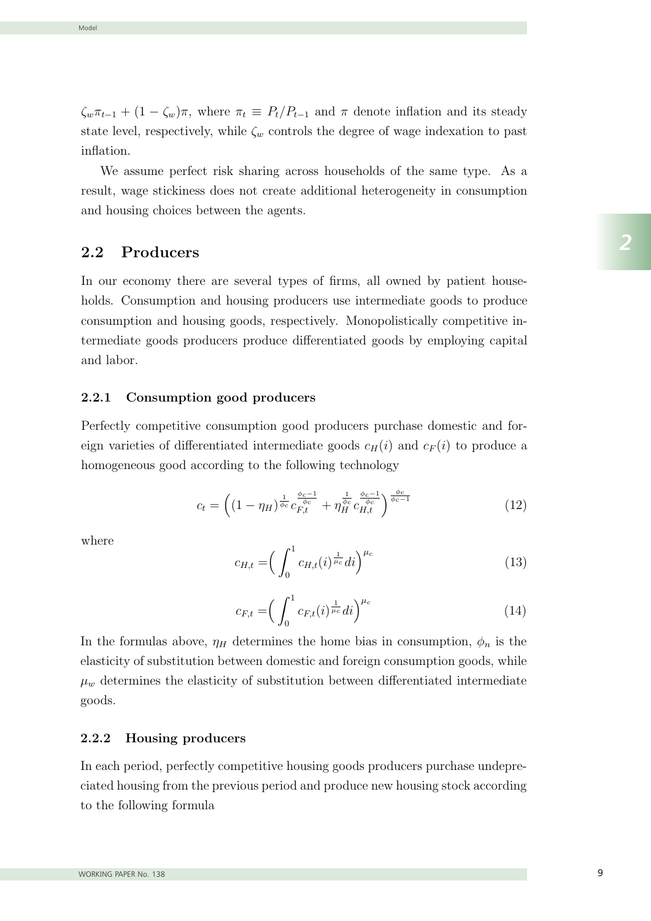$\zeta_w \pi_{t-1} + (1-\zeta_w)\pi$, where $\pi_t \equiv P_t/P_{t-1}$ and $\pi$ denote inflation and its steady state level, respectively, while $\zeta_w$ controls the degree of wage indexation to past inflation.

We assume perfect risk sharing across households of the same type. As a result, wage stickiness does not create additional heterogeneity in consumption and housing choices between the agents.

## 2.2 Producers

In our economy there are several types of firms, all owned by patient households. Consumption and housing producers use intermediate goods to produce consumption and housing goods, respectively. Monopolistically competitive intermediate goods producers produce differentiated goods by employing capital and labor.

### 2.2.1 Consumption good producers

Perfectly competitive consumption good producers purchase domestic and foreign varieties of differentiated intermediate goods $c_H(i)$ and $c_F(i)$ to produce a homogeneous good according to the following technology

$$c_t = \Big( (1-\eta_H)^{\frac{1}{\phi_c}} c_{F,t}^{\frac{\phi_c - 1}{\phi_c}} + \eta_H^{\frac{1}{\phi_c}} c_{H,t}^{\frac{\phi_c - 1}{\phi_c}} \Big)^{\frac{\phi_c}{\phi_c - 1}} \tag{12}$$

where

$$c_{H,t} = \Big( \int_0^1 c_{H,t}(i)^{\frac{1}{\mu_c}} di \Big)^{\mu_c} \tag{13}$$

$$c_{F,t} = \Big( \int_0^1 c_{F,t}(i)^{\frac{1}{\mu_c}} di \Big)^{\mu_c} \tag{14}$$

In the formulas above, $\eta_H$ determines the home bias in consumption, $\phi_n$ is the elasticity of substitution between domestic and foreign consumption goods, while $\mu_w$ determines the elasticity of substitution between differentiated intermediate goods.

### 2.2.2 Housing producers

In each period, perfectly competitive housing goods producers purchase undepreciated housing from the previous period and produce new housing stock according to the following formula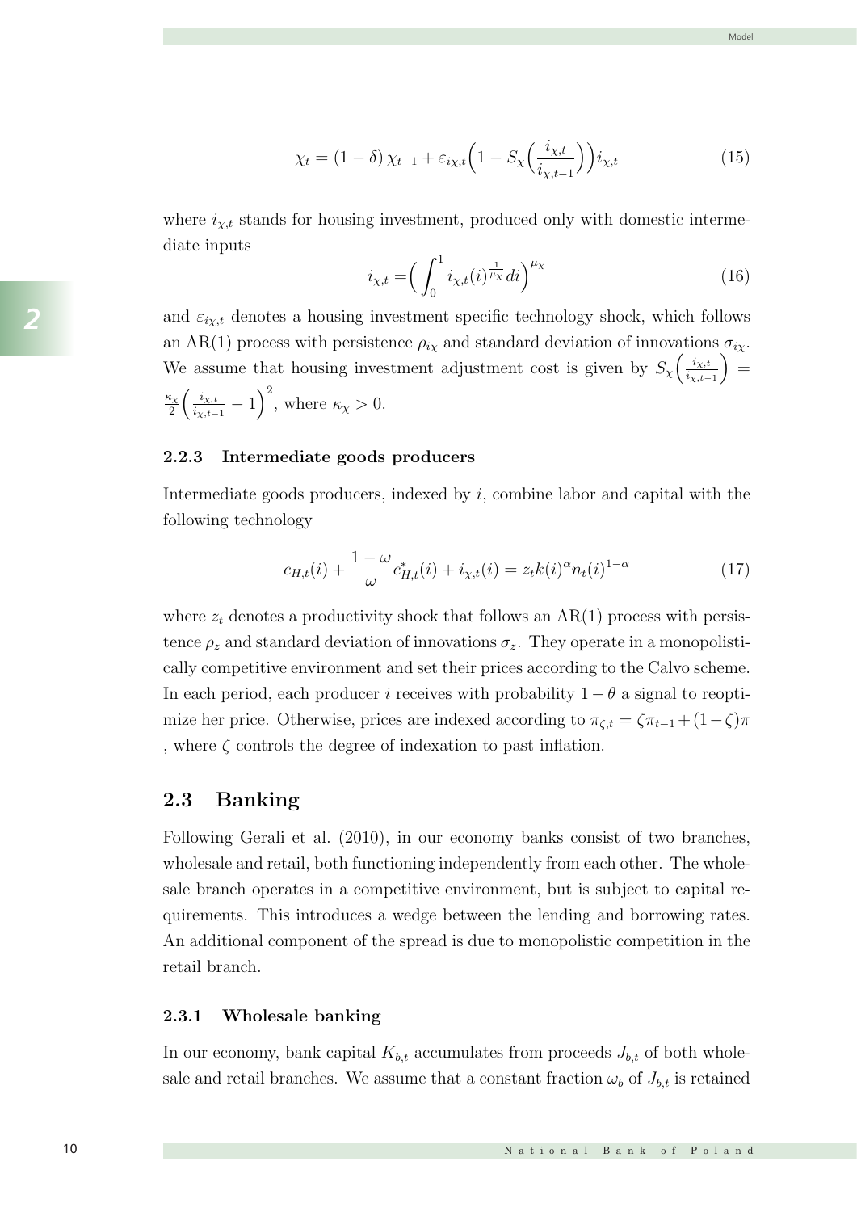$$\chi_t = (1-\delta)\,\chi_{t-1} + \varepsilon_{i\chi,t}\Big(1 - S_\chi\Big(\frac{i_{\chi,t}}{i_{\chi,t-1}}\Big)\Big) i_{\chi,t} \tag{15}$$

where $i_{\chi,t}$ stands for housing investment, produced only with domestic intermediate inputs

$$i_{\chi,t} = \Big(\int_0^1 i_{\chi,t}(i)^{\frac{1}{\mu_\chi}} di\Big)^{\mu_\chi} \tag{16}$$

and $\varepsilon_{i\chi,t}$ denotes a housing investment specific technology shock, which follows an AR(1) process with persistence $\rho_{i\chi}$ and standard deviation of innovations $\sigma_{i\chi}$. We assume that housing investment adjustment cost is given by $S_\chi\Big(\frac{i_{\chi,t}}{i_{\chi,t-1}}\Big) = \frac{\kappa_\chi}{2}\Big(\frac{i_{\chi,t}}{i_{\chi,t-1}} - 1\Big)^2$, where $\kappa_\chi > 0$.

### 2.2.3 Intermediate goods producers

Intermediate goods producers, indexed by $i$, combine labor and capital with the following technology

$$c_{H,t}(i) + \frac{1-\omega}{\omega} c^*_{H,t}(i) + i_{\chi,t}(i) = z_t k(i)^\alpha n_t(i)^{1-\alpha} \tag{17}$$

where $z_t$ denotes a productivity shock that follows an AR(1) process with persistence $\rho_z$ and standard deviation of innovations $\sigma_z$. They operate in a monopolistically competitive environment and set their prices according to the Calvo scheme. In each period, each producer $i$ receives with probability $1-\theta$ a signal to reoptimize her price. Otherwise, prices are indexed according to $\pi_{\zeta,t} = \zeta\pi_{t-1} + (1-\zeta)\pi$ , where $\zeta$ controls the degree of indexation to past inflation.

## 2.3 Banking

Following Gerali et al. (2010), in our economy banks consist of two branches, wholesale and retail, both functioning independently from each other. The wholesale branch operates in a competitive environment, but is subject to capital requirements. This introduces a wedge between the lending and borrowing rates. An additional component of the spread is due to monopolistic competition in the retail branch.

### 2.3.1 Wholesale banking

In our economy, bank capital $K_{b,t}$ accumulates from proceeds $J_{b,t}$ of both wholesale and retail branches. We assume that a constant fraction $\omega_b$ of $J_{b,t}$ is retained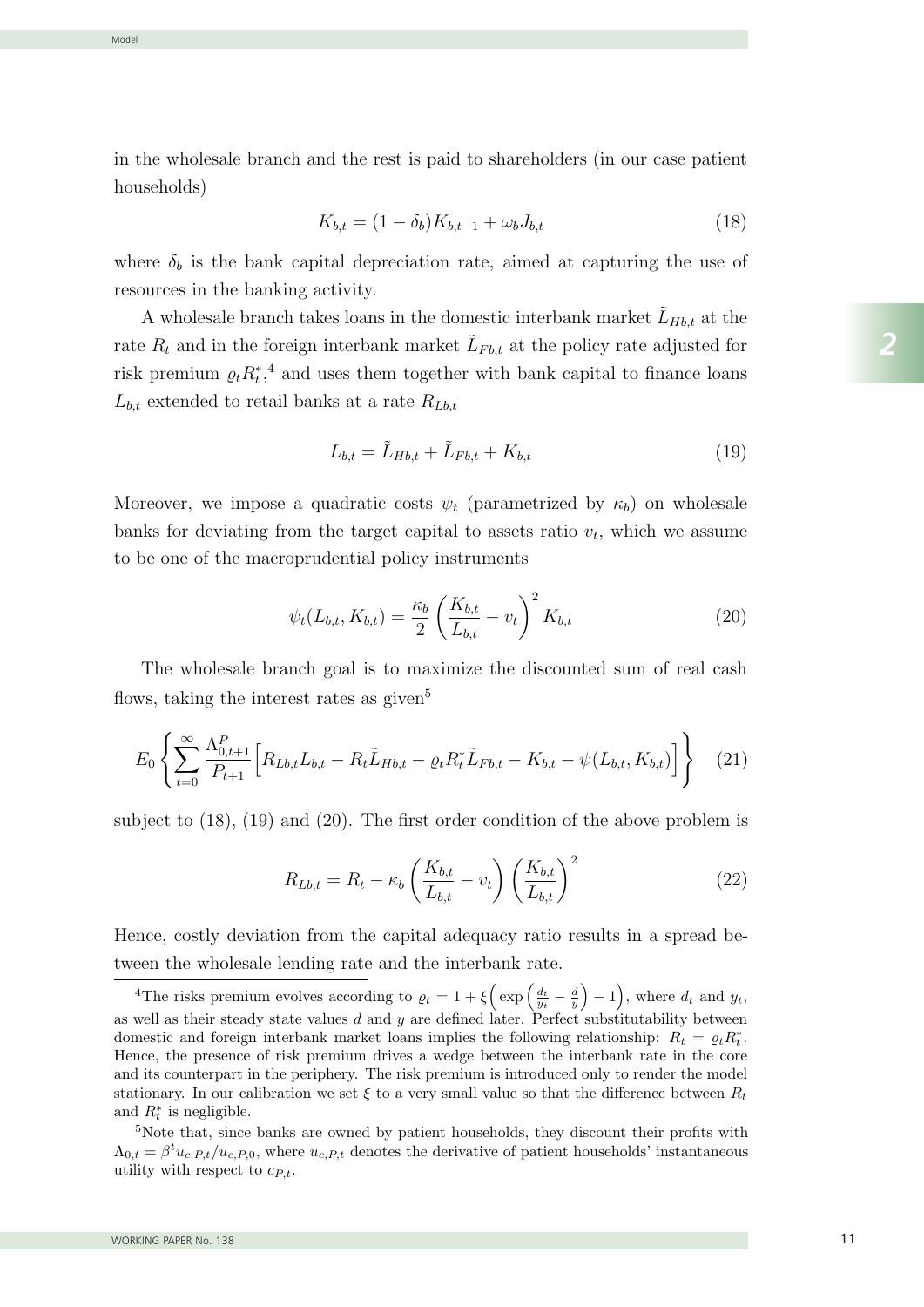in the wholesale branch and the rest is paid to shareholders (in our case patient households)

$$K_{b,t} = (1 - \delta_b)K_{b,t-1} + \omega_b J_{b,t} \tag{18}$$

where $\delta_b$ is the bank capital depreciation rate, aimed at capturing the use of resources in the banking activity.

A wholesale branch takes loans in the domestic interbank market $\tilde{L}_{Hb,t}$ at the rate $R_t$ and in the foreign interbank market $\tilde{L}_{Fb,t}$ at the policy rate adjusted for risk premium $\varrho_t R_t^*$,[4] and uses them together with bank capital to finance loans $L_{b,t}$ extended to retail banks at a rate $R_{Lb,t}$

$$L_{b,t} = \tilde{L}_{Hb,t} + \tilde{L}_{Fb,t} + K_{b,t} \tag{19}$$

Moreover, we impose a quadratic costs $\psi_t$ (parametrized by $\kappa_b$) on wholesale banks for deviating from the target capital to assets ratio $v_t$, which we assume to be one of the macroprudential policy instruments

$$\psi_t(L_{b,t}, K_{b,t}) = \frac{\kappa_b}{2}\left(\frac{K_{b,t}}{L_{b,t}} - v_t\right)^2 K_{b,t} \tag{20}$$

The wholesale branch goal is to maximize the discounted sum of real cash flows, taking the interest rates as given[5]

$$E_0\left\{\sum_{t=0}^{\infty}\frac{\Lambda^P_{0,t+1}}{P_{t+1}}\Big[R_{Lb,t}L_{b,t} - R_t\tilde{L}_{Hb,t} - \varrho_t R_t^*\tilde{L}_{Fb,t} - K_{b,t} - \psi(L_{b,t}, K_{b,t})\Big]\right\} \tag{21}$$

subject to (18), (19) and (20). The first order condition of the above problem is

$$R_{Lb,t} = R_t - \kappa_b\left(\frac{K_{b,t}}{L_{b,t}} - v_t\right)\left(\frac{K_{b,t}}{L_{b,t}}\right)^2 \tag{22}$$

Hence, costly deviation from the capital adequacy ratio results in a spread between the wholesale lending rate and the interbank rate.

---

[4] The risks premium evolves according to $\varrho_t = 1 + \xi\Big(\exp\left(\frac{d_t}{y_t} - \frac{d}{y}\right) - 1\Big)$, where $d_t$ and $y_t$, as well as their steady state values $d$ and $y$ are defined later. Perfect substitutability between domestic and foreign interbank market loans implies the following relationship: $R_t = \varrho_t R_t^*$. Hence, the presence of risk premium drives a wedge between the interbank rate in the core and its counterpart in the periphery. The risk premium is introduced only to render the model stationary. In our calibration we set $\xi$ to a very small value so that the difference between $R_t$ and $R_t^*$ is negligible.

[5] Note that, since banks are owned by patient households, they discount their profits with $\Lambda_{0,t} = \beta^t u_{c,P,t}/u_{c,P,0}$, where $u_{c,P,t}$ denotes the derivative of patient households' instantaneous utility with respect to $c_{P,t}$.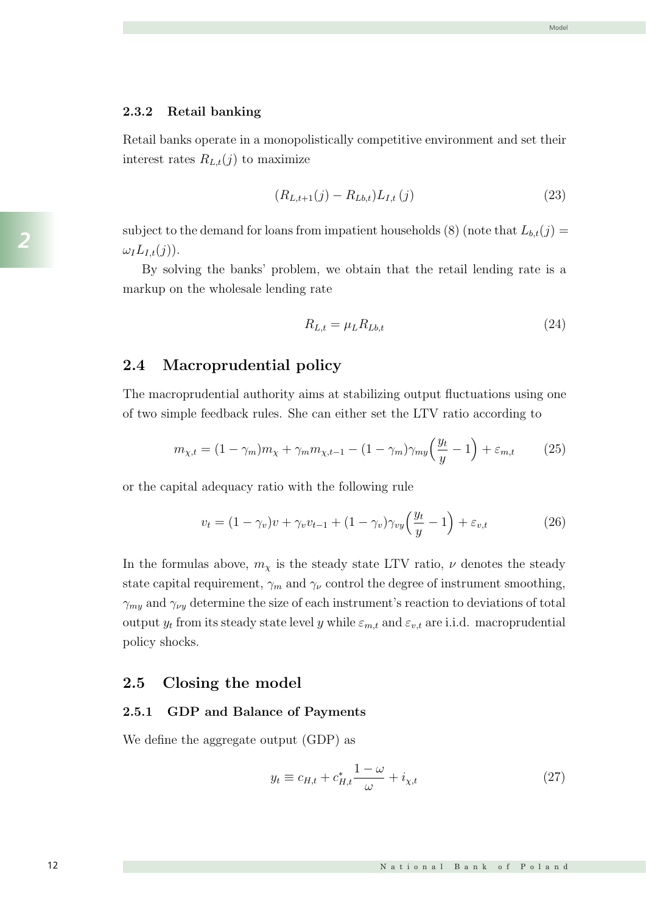### 2.3.2 Retail banking

Retail banks operate in a monopolistically competitive environment and set their interest rates $R_{L,t}(j)$ to maximize

$$(R_{L,t+1}(j) - R_{Lb,t})L_{I,t}(j) \tag{23}$$

subject to the demand for loans from impatient households (8) (note that $L_{b,t}(j) = \omega_I L_{I,t}(j)$).

By solving the banks' problem, we obtain that the retail lending rate is a markup on the wholesale lending rate

$$R_{L,t} = \mu_L R_{Lb,t} \tag{24}$$

## 2.4 Macroprudential policy

The macroprudential authority aims at stabilizing output fluctuations using one of two simple feedback rules. She can either set the LTV ratio according to

$$m_{\chi,t} = (1-\gamma_m)m_\chi + \gamma_m m_{\chi,t-1} - (1-\gamma_m)\gamma_{my}\Big(\frac{y_t}{y} - 1\Big) + \varepsilon_{m,t} \tag{25}$$

or the capital adequacy ratio with the following rule

$$v_t = (1-\gamma_v)v + \gamma_v v_{t-1} + (1-\gamma_v)\gamma_{vy}\Big(\frac{y_t}{y} - 1\Big) + \varepsilon_{v,t} \tag{26}$$

In the formulas above, $m_\chi$ is the steady state LTV ratio, $\nu$ denotes the steady state capital requirement, $\gamma_m$ and $\gamma_\nu$ control the degree of instrument smoothing, $\gamma_{my}$ and $\gamma_{\nu y}$ determine the size of each instrument's reaction to deviations of total output $y_t$ from its steady state level $y$ while $\varepsilon_{m,t}$ and $\varepsilon_{v,t}$ are i.i.d. macroprudential policy shocks.

## 2.5 Closing the model

### 2.5.1 GDP and Balance of Payments

We define the aggregate output (GDP) as

$$y_t \equiv c_{H,t} + c^*_{H,t}\frac{1-\omega}{\omega} + i_{\chi,t} \tag{27}$$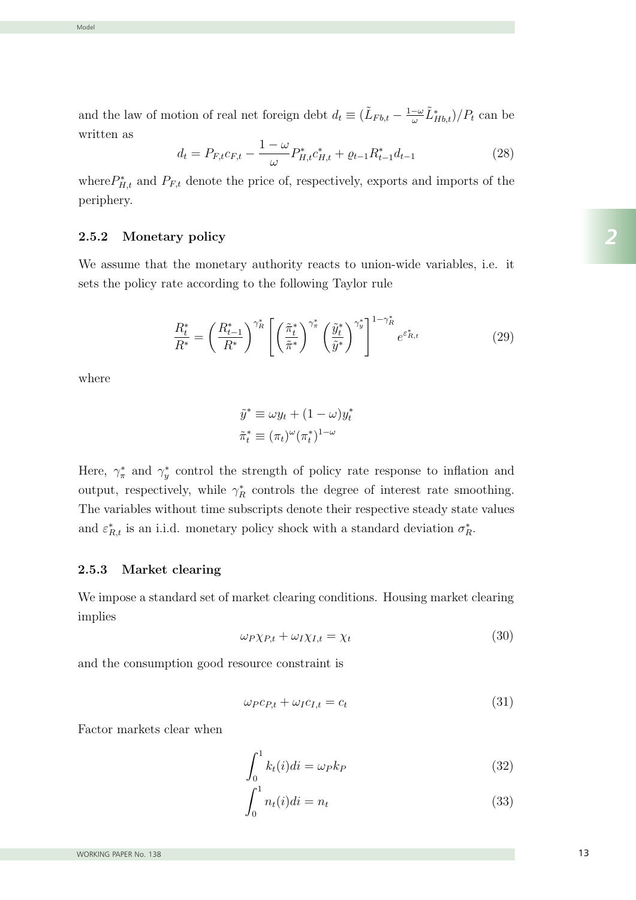and the law of motion of real net foreign debt $d_t \equiv (\tilde{L}_{Fb,t} - \frac{1-\omega}{\omega}\tilde{L}^*_{Hb,t})/P_t$ can be written as

$$d_t = P_{F,t}c_{F,t} - \frac{1-\omega}{\omega}P^*_{H,t}c^*_{H,t} + \varrho_{t-1}R^*_{t-1}d_{t-1} \tag{28}$$

where$P^*_{H,t}$ and $P_{F,t}$ denote the price of, respectively, exports and imports of the periphery.

### 2.5.2 Monetary policy

We assume that the monetary authority reacts to union-wide variables, i.e. it sets the policy rate according to the following Taylor rule

$$\frac{R^*_t}{R^*} = \left(\frac{R^*_{t-1}}{R^*}\right)^{\gamma^*_R}\left[\left(\frac{\tilde{\pi}^*_t}{\tilde{\pi}^*}\right)^{\gamma^*_\pi}\left(\frac{\tilde{y}^*_t}{\tilde{y}^*}\right)^{\gamma^*_y}\right]^{1-\gamma^*_R} e^{\varepsilon^*_{R,t}} \tag{29}$$

where

$$\tilde{y}^* \equiv \omega y_t + (1-\omega)y^*_t$$
$$\tilde{\pi}^*_t \equiv (\pi_t)^\omega(\pi^*_t)^{1-\omega}$$

Here, $\gamma^*_\pi$ and $\gamma^*_y$ control the strength of policy rate response to inflation and output, respectively, while $\gamma^*_R$ controls the degree of interest rate smoothing. The variables without time subscripts denote their respective steady state values and $\varepsilon^*_{R,t}$ is an i.i.d. monetary policy shock with a standard deviation $\sigma^*_R$.

### 2.5.3 Market clearing

We impose a standard set of market clearing conditions. Housing market clearing implies

$$\omega_P\chi_{P,t} + \omega_I\chi_{I,t} = \chi_t \tag{30}$$

and the consumption good resource constraint is

$$\omega_P c_{P,t} + \omega_I c_{I,t} = c_t \tag{31}$$

Factor markets clear when

$$\int_0^1 k_t(i)di = \omega_P k_P \tag{32}$$

$$\int_0^1 n_t(i)di = n_t \tag{33}$$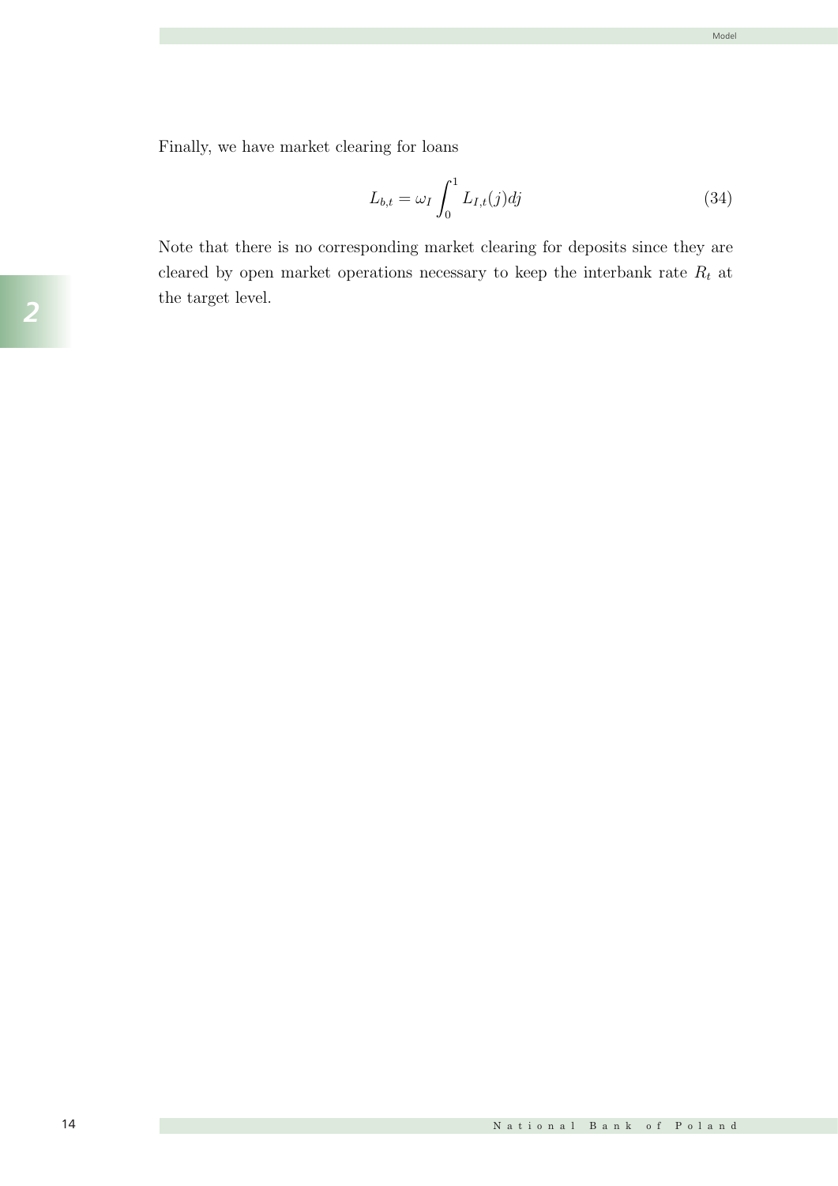Finally, we have market clearing for loans

$$L_{b,t} = \omega_I \int_0^1 L_{I,t}(j)dj \tag{34}$$

Note that there is no corresponding market clearing for deposits since they are cleared by open market operations necessary to keep the interbank rate $R_t$ at the target level.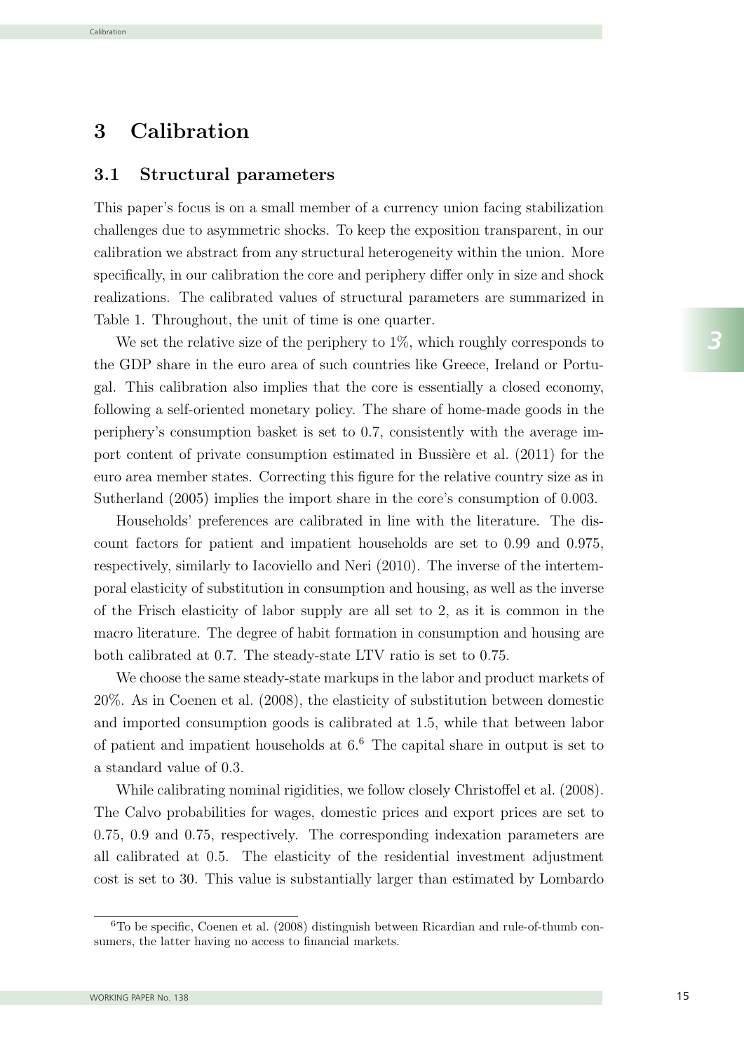# 3 Calibration

## 3.1 Structural parameters

This paper's focus is on a small member of a currency union facing stabilization challenges due to asymmetric shocks. To keep the exposition transparent, in our calibration we abstract from any structural heterogeneity within the union. More specifically, in our calibration the core and periphery differ only in size and shock realizations. The calibrated values of structural parameters are summarized in Table 1. Throughout, the unit of time is one quarter.

We set the relative size of the periphery to 1%, which roughly corresponds to the GDP share in the euro area of such countries like Greece, Ireland or Portugal. This calibration also implies that the core is essentially a closed economy, following a self-oriented monetary policy. The share of home-made goods in the periphery's consumption basket is set to 0.7, consistently with the average import content of private consumption estimated in Bussière et al. (2011) for the euro area member states. Correcting this figure for the relative country size as in Sutherland (2005) implies the import share in the core's consumption of 0.003.

Households' preferences are calibrated in line with the literature. The discount factors for patient and impatient households are set to 0.99 and 0.975, respectively, similarly to Iacoviello and Neri (2010). The inverse of the intertemporal elasticity of substitution in consumption and housing, as well as the inverse of the Frisch elasticity of labor supply are all set to 2, as it is common in the macro literature. The degree of habit formation in consumption and housing are both calibrated at 0.7. The steady-state LTV ratio is set to 0.75.

We choose the same steady-state markups in the labor and product markets of 20%. As in Coenen et al. (2008), the elasticity of substitution between domestic and imported consumption goods is calibrated at 1.5, while that between labor of patient and impatient households at 6.[6] The capital share in output is set to a standard value of 0.3.

While calibrating nominal rigidities, we follow closely Christoffel et al. (2008). The Calvo probabilities for wages, domestic prices and export prices are set to 0.75, 0.9 and 0.75, respectively. The corresponding indexation parameters are all calibrated at 0.5. The elasticity of the residential investment adjustment cost is set to 30. This value is substantially larger than estimated by Lombardo

[6] To be specific, Coenen et al. (2008) distinguish between Ricardian and rule-of-thumb consumers, the latter having no access to financial markets.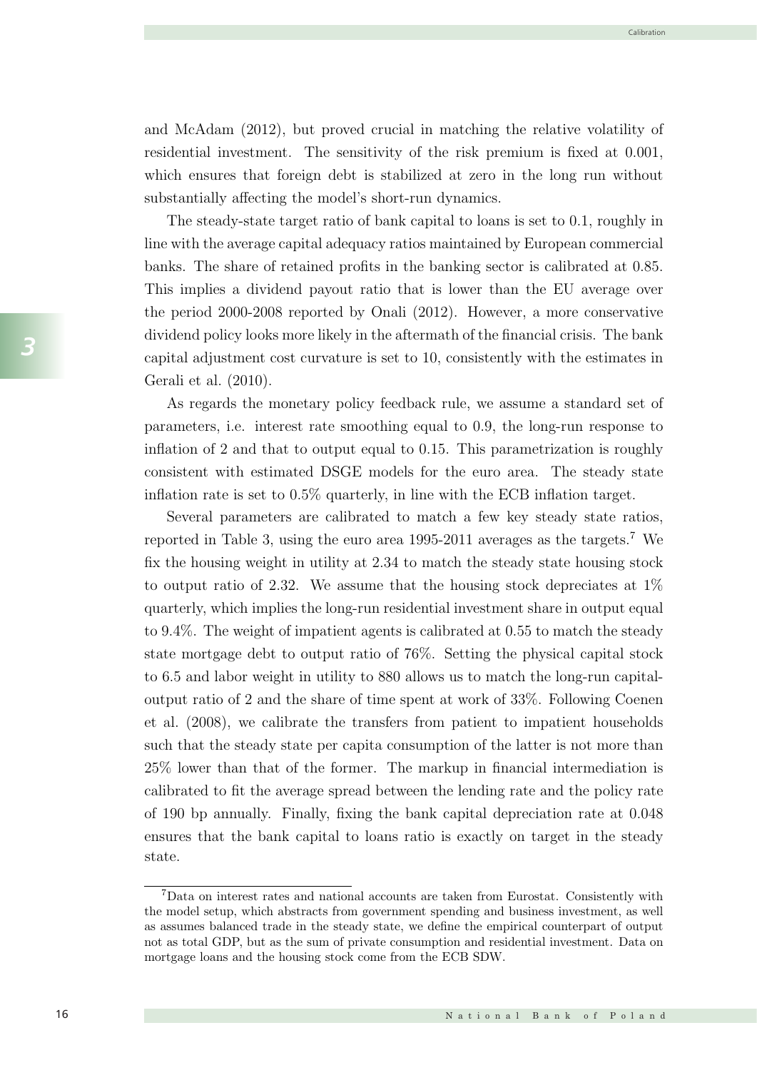and McAdam (2012), but proved crucial in matching the relative volatility of residential investment. The sensitivity of the risk premium is fixed at 0.001, which ensures that foreign debt is stabilized at zero in the long run without substantially affecting the model's short-run dynamics.

The steady-state target ratio of bank capital to loans is set to 0.1, roughly in line with the average capital adequacy ratios maintained by European commercial banks. The share of retained profits in the banking sector is calibrated at 0.85. This implies a dividend payout ratio that is lower than the EU average over the period 2000-2008 reported by Onali (2012). However, a more conservative dividend policy looks more likely in the aftermath of the financial crisis. The bank capital adjustment cost curvature is set to 10, consistently with the estimates in Gerali et al. (2010).

As regards the monetary policy feedback rule, we assume a standard set of parameters, i.e. interest rate smoothing equal to 0.9, the long-run response to inflation of 2 and that to output equal to 0.15. This parametrization is roughly consistent with estimated DSGE models for the euro area. The steady state inflation rate is set to 0.5% quarterly, in line with the ECB inflation target.

Several parameters are calibrated to match a few key steady state ratios, reported in Table 3, using the euro area 1995-2011 averages as the targets.[7] We fix the housing weight in utility at 2.34 to match the steady state housing stock to output ratio of 2.32. We assume that the housing stock depreciates at 1% quarterly, which implies the long-run residential investment share in output equal to 9.4%. The weight of impatient agents is calibrated at 0.55 to match the steady state mortgage debt to output ratio of 76%. Setting the physical capital stock to 6.5 and labor weight in utility to 880 allows us to match the long-run capital-output ratio of 2 and the share of time spent at work of 33%. Following Coenen et al. (2008), we calibrate the transfers from patient to impatient households such that the steady state per capita consumption of the latter is not more than 25% lower than that of the former. The markup in financial intermediation is calibrated to fit the average spread between the lending rate and the policy rate of 190 bp annually. Finally, fixing the bank capital depreciation rate at 0.048 ensures that the bank capital to loans ratio is exactly on target in the steady state.

[7] Data on interest rates and national accounts are taken from Eurostat. Consistently with the model setup, which abstracts from government spending and business investment, as well as assumes balanced trade in the steady state, we define the empirical counterpart of output not as total GDP, but as the sum of private consumption and residential investment. Data on mortgage loans and the housing stock come from the ECB SDW.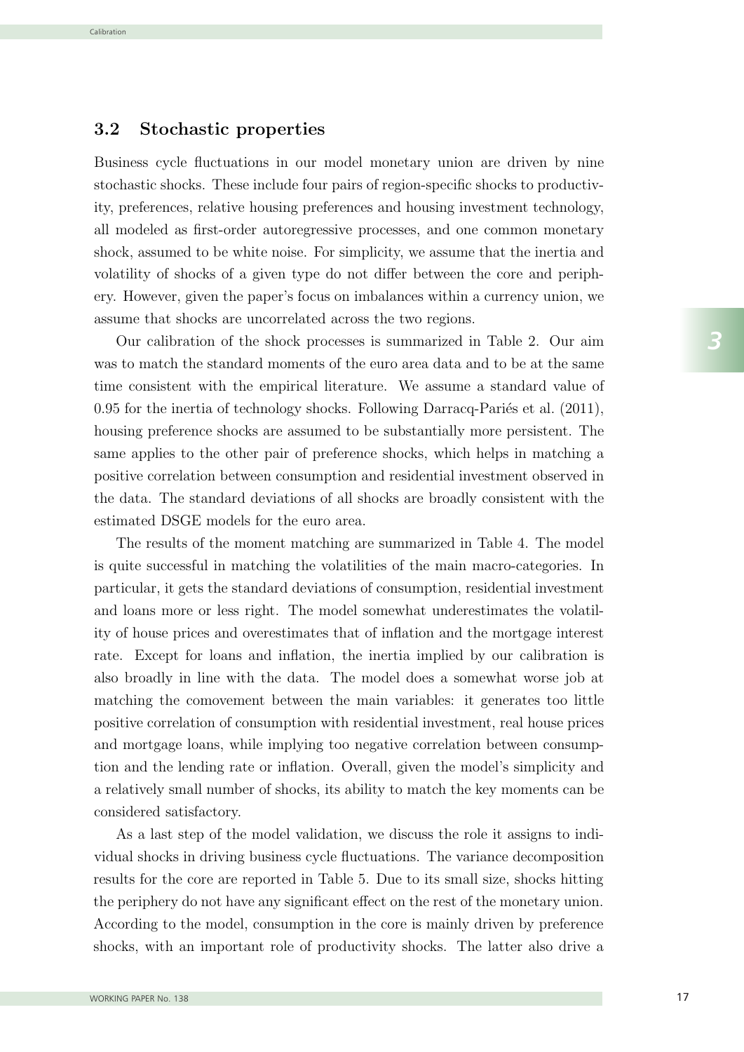### 3.2 Stochastic properties

Business cycle fluctuations in our model monetary union are driven by nine stochastic shocks. These include four pairs of region-specific shocks to productivity, preferences, relative housing preferences and housing investment technology, all modeled as first-order autoregressive processes, and one common monetary shock, assumed to be white noise. For simplicity, we assume that the inertia and volatility of shocks of a given type do not differ between the core and periphery. However, given the paper's focus on imbalances within a currency union, we assume that shocks are uncorrelated across the two regions.

Our calibration of the shock processes is summarized in Table 2. Our aim was to match the standard moments of the euro area data and to be at the same time consistent with the empirical literature. We assume a standard value of 0.95 for the inertia of technology shocks. Following Darracq-Pariés et al. (2011), housing preference shocks are assumed to be substantially more persistent. The same applies to the other pair of preference shocks, which helps in matching a positive correlation between consumption and residential investment observed in the data. The standard deviations of all shocks are broadly consistent with the estimated DSGE models for the euro area.

The results of the moment matching are summarized in Table 4. The model is quite successful in matching the volatilities of the main macro-categories. In particular, it gets the standard deviations of consumption, residential investment and loans more or less right. The model somewhat underestimates the volatility of house prices and overestimates that of inflation and the mortgage interest rate. Except for loans and inflation, the inertia implied by our calibration is also broadly in line with the data. The model does a somewhat worse job at matching the comovement between the main variables: it generates too little positive correlation of consumption with residential investment, real house prices and mortgage loans, while implying too negative correlation between consumption and the lending rate or inflation. Overall, given the model's simplicity and a relatively small number of shocks, its ability to match the key moments can be considered satisfactory.

As a last step of the model validation, we discuss the role it assigns to individual shocks in driving business cycle fluctuations. The variance decomposition results for the core are reported in Table 5. Due to its small size, shocks hitting the periphery do not have any significant effect on the rest of the monetary union. According to the model, consumption in the core is mainly driven by preference shocks, with an important role of productivity shocks. The latter also drive a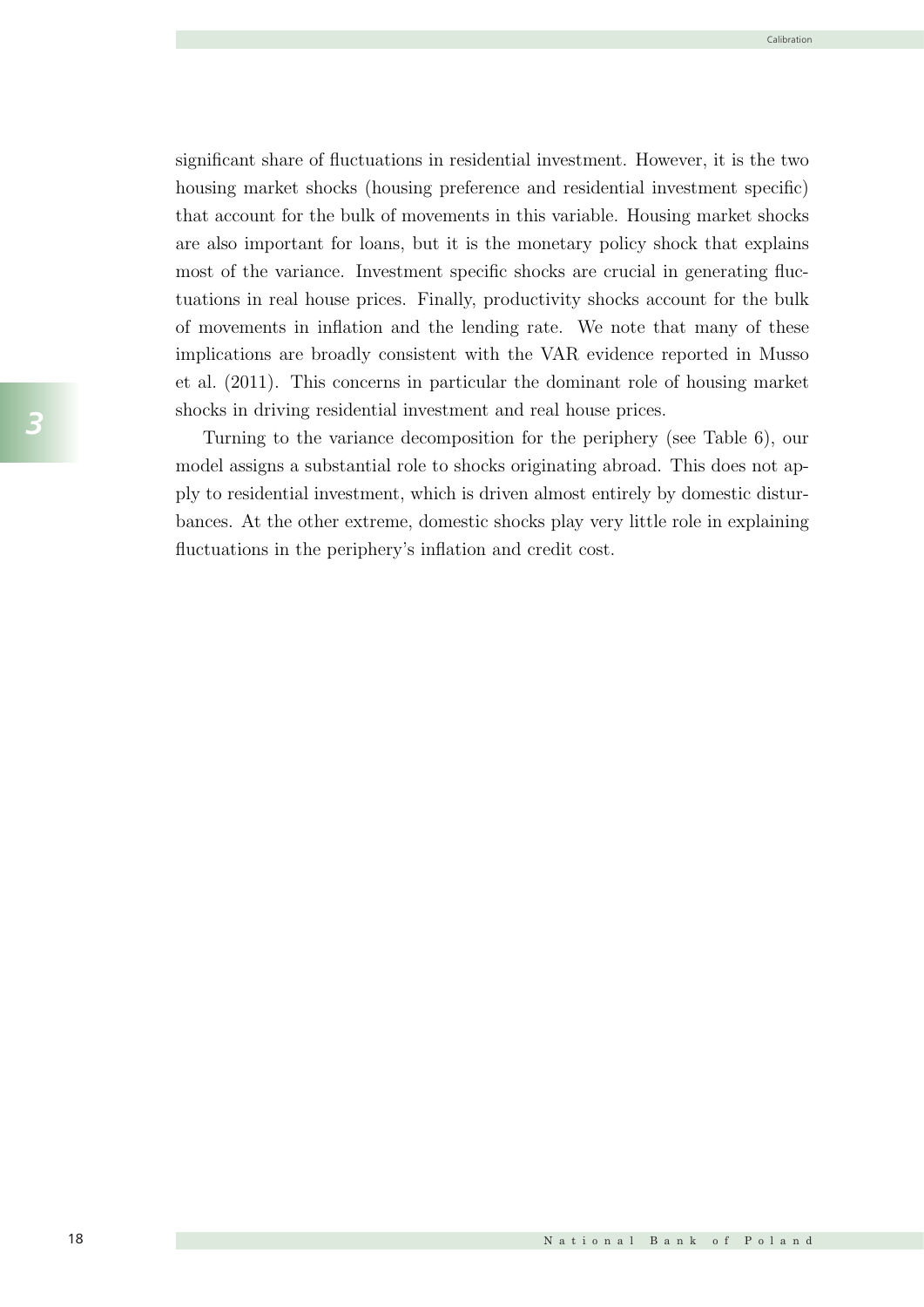significant share of fluctuations in residential investment. However, it is the two housing market shocks (housing preference and residential investment specific) that account for the bulk of movements in this variable. Housing market shocks are also important for loans, but it is the monetary policy shock that explains most of the variance. Investment specific shocks are crucial in generating fluctuations in real house prices. Finally, productivity shocks account for the bulk of movements in inflation and the lending rate. We note that many of these implications are broadly consistent with the VAR evidence reported in Musso et al. (2011). This concerns in particular the dominant role of housing market shocks in driving residential investment and real house prices.

Turning to the variance decomposition for the periphery (see Table 6), our model assigns a substantial role to shocks originating abroad. This does not apply to residential investment, which is driven almost entirely by domestic disturbances. At the other extreme, domestic shocks play very little role in explaining fluctuations in the periphery's inflation and credit cost.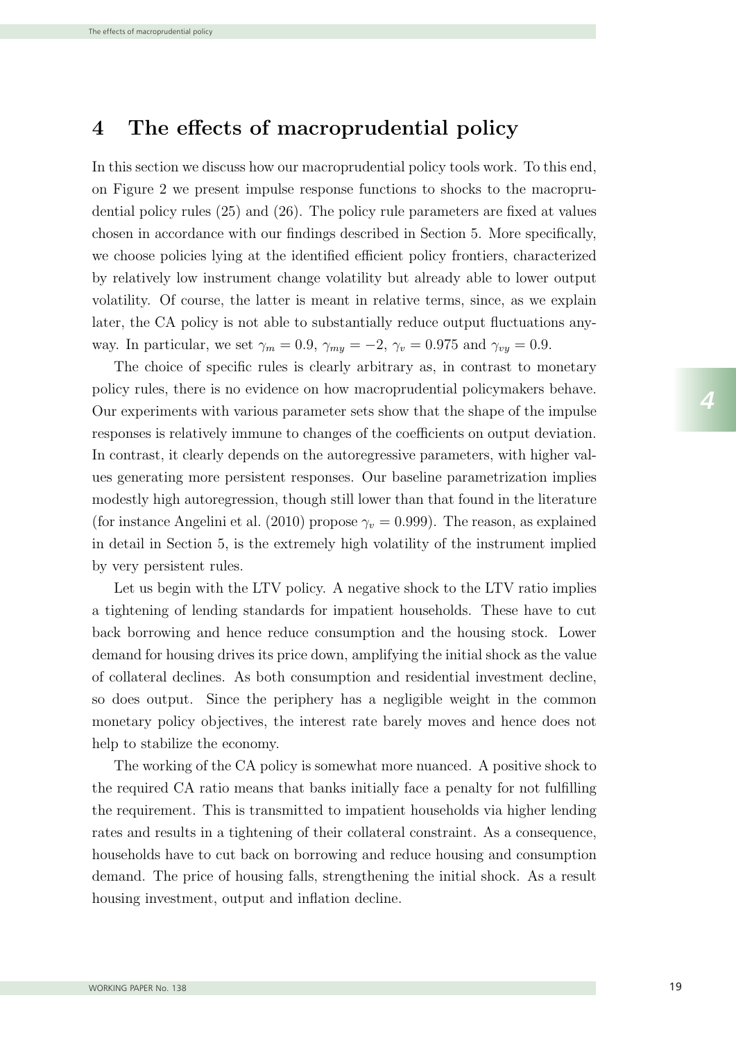# 4 The effects of macroprudential policy

In this section we discuss how our macroprudential policy tools work. To this end, on Figure 2 we present impulse response functions to shocks to the macroprudential policy rules (25) and (26). The policy rule parameters are fixed at values chosen in accordance with our findings described in Section 5. More specifically, we choose policies lying at the identified efficient policy frontiers, characterized by relatively low instrument change volatility but already able to lower output volatility. Of course, the latter is meant in relative terms, since, as we explain later, the CA policy is not able to substantially reduce output fluctuations anyway. In particular, we set $\gamma_m = 0.9$, $\gamma_{my} = -2$, $\gamma_v = 0.975$ and $\gamma_{vy} = 0.9$.

The choice of specific rules is clearly arbitrary as, in contrast to monetary policy rules, there is no evidence on how macroprudential policymakers behave. Our experiments with various parameter sets show that the shape of the impulse responses is relatively immune to changes of the coefficients on output deviation. In contrast, it clearly depends on the autoregressive parameters, with higher values generating more persistent responses. Our baseline parametrization implies modestly high autoregression, though still lower than that found in the literature (for instance Angelini et al. (2010) propose $\gamma_v = 0.999$). The reason, as explained in detail in Section 5, is the extremely high volatility of the instrument implied by very persistent rules.

Let us begin with the LTV policy. A negative shock to the LTV ratio implies a tightening of lending standards for impatient households. These have to cut back borrowing and hence reduce consumption and the housing stock. Lower demand for housing drives its price down, amplifying the initial shock as the value of collateral declines. As both consumption and residential investment decline, so does output. Since the periphery has a negligible weight in the common monetary policy objectives, the interest rate barely moves and hence does not help to stabilize the economy.

The working of the CA policy is somewhat more nuanced. A positive shock to the required CA ratio means that banks initially face a penalty for not fulfilling the requirement. This is transmitted to impatient households via higher lending rates and results in a tightening of their collateral constraint. As a consequence, households have to cut back on borrowing and reduce housing and consumption demand. The price of housing falls, strengthening the initial shock. As a result housing investment, output and inflation decline.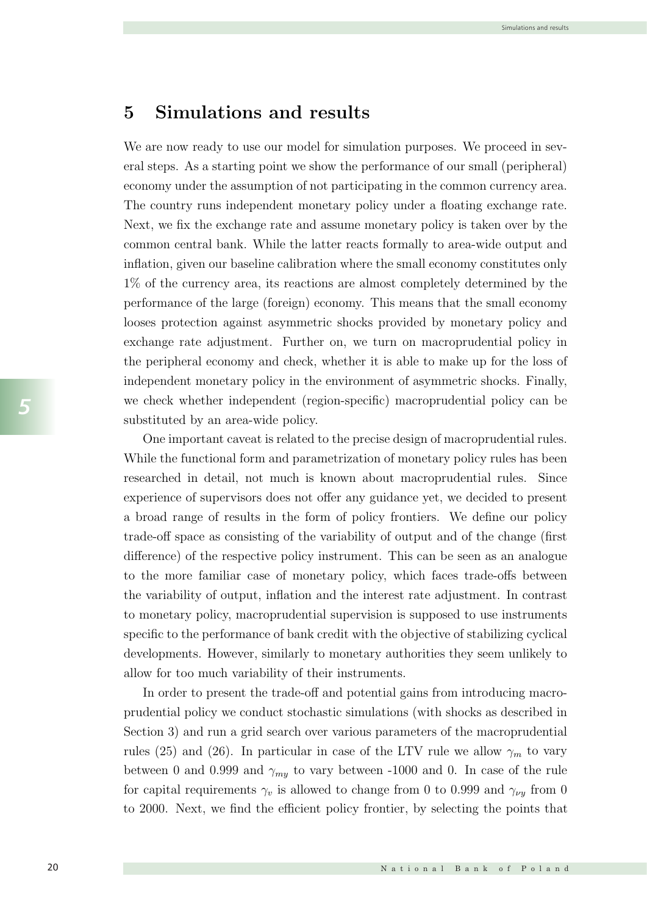# 5 Simulations and results

We are now ready to use our model for simulation purposes. We proceed in several steps. As a starting point we show the performance of our small (peripheral) economy under the assumption of not participating in the common currency area. The country runs independent monetary policy under a floating exchange rate. Next, we fix the exchange rate and assume monetary policy is taken over by the common central bank. While the latter reacts formally to area-wide output and inflation, given our baseline calibration where the small economy constitutes only 1% of the currency area, its reactions are almost completely determined by the performance of the large (foreign) economy. This means that the small economy looses protection against asymmetric shocks provided by monetary policy and exchange rate adjustment. Further on, we turn on macroprudential policy in the peripheral economy and check, whether it is able to make up for the loss of independent monetary policy in the environment of asymmetric shocks. Finally, we check whether independent (region-specific) macroprudential policy can be substituted by an area-wide policy.

One important caveat is related to the precise design of macroprudential rules. While the functional form and parametrization of monetary policy rules has been researched in detail, not much is known about macroprudential rules. Since experience of supervisors does not offer any guidance yet, we decided to present a broad range of results in the form of policy frontiers. We define our policy trade-off space as consisting of the variability of output and of the change (first difference) of the respective policy instrument. This can be seen as an analogue to the more familiar case of monetary policy, which faces trade-offs between the variability of output, inflation and the interest rate adjustment. In contrast to monetary policy, macroprudential supervision is supposed to use instruments specific to the performance of bank credit with the objective of stabilizing cyclical developments. However, similarly to monetary authorities they seem unlikely to allow for too much variability of their instruments.

In order to present the trade-off and potential gains from introducing macroprudential policy we conduct stochastic simulations (with shocks as described in Section 3) and run a grid search over various parameters of the macroprudential rules (25) and (26). In particular in case of the LTV rule we allow $\gamma_m$ to vary between 0 and 0.999 and $\gamma_{my}$ to vary between -1000 and 0. In case of the rule for capital requirements $\gamma_v$ is allowed to change from 0 to 0.999 and $\gamma_{\nu y}$ from 0 to 2000. Next, we find the efficient policy frontier, by selecting the points that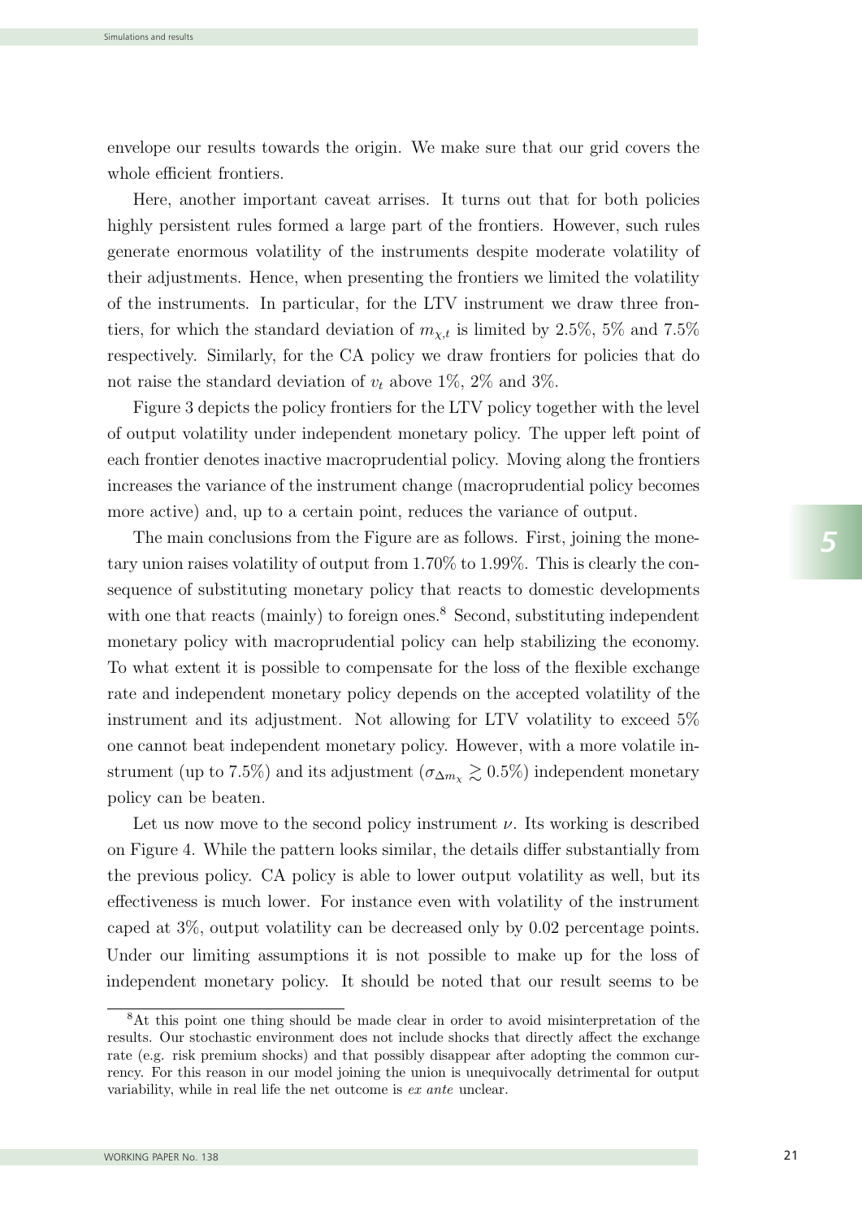envelope our results towards the origin. We make sure that our grid covers the whole efficient frontiers.

Here, another important caveat arrises. It turns out that for both policies highly persistent rules formed a large part of the frontiers. However, such rules generate enormous volatility of the instruments despite moderate volatility of their adjustments. Hence, when presenting the frontiers we limited the volatility of the instruments. In particular, for the LTV instrument we draw three frontiers, for which the standard deviation of $m_{\chi,t}$ is limited by 2.5%, 5% and 7.5% respectively. Similarly, for the CA policy we draw frontiers for policies that do not raise the standard deviation of $v_t$ above 1%, 2% and 3%.

Figure 3 depicts the policy frontiers for the LTV policy together with the level of output volatility under independent monetary policy. The upper left point of each frontier denotes inactive macroprudential policy. Moving along the frontiers increases the variance of the instrument change (macroprudential policy becomes more active) and, up to a certain point, reduces the variance of output.

The main conclusions from the Figure are as follows. First, joining the monetary union raises volatility of output from 1.70% to 1.99%. This is clearly the consequence of substituting monetary policy that reacts to domestic developments with one that reacts (mainly) to foreign ones.[8] Second, substituting independent monetary policy with macroprudential policy can help stabilizing the economy. To what extent it is possible to compensate for the loss of the flexible exchange rate and independent monetary policy depends on the accepted volatility of the instrument and its adjustment. Not allowing for LTV volatility to exceed 5% one cannot beat independent monetary policy. However, with a more volatile instrument (up to 7.5%) and its adjustment ($\sigma_{\Delta m_\chi} \gtrsim 0.5\%$) independent monetary policy can be beaten.

Let us now move to the second policy instrument $\nu$. Its working is described on Figure 4. While the pattern looks similar, the details differ substantially from the previous policy. CA policy is able to lower output volatility as well, but its effectiveness is much lower. For instance even with volatility of the instrument caped at 3%, output volatility can be decreased only by 0.02 percentage points. Under our limiting assumptions it is not possible to make up for the loss of independent monetary policy. It should be noted that our result seems to be

[8] At this point one thing should be made clear in order to avoid misinterpretation of the results. Our stochastic environment does not include shocks that directly affect the exchange rate (e.g. risk premium shocks) and that possibly disappear after adopting the common currency. For this reason in our model joining the union is unequivocally detrimental for output variability, while in real life the net outcome is *ex ante* unclear.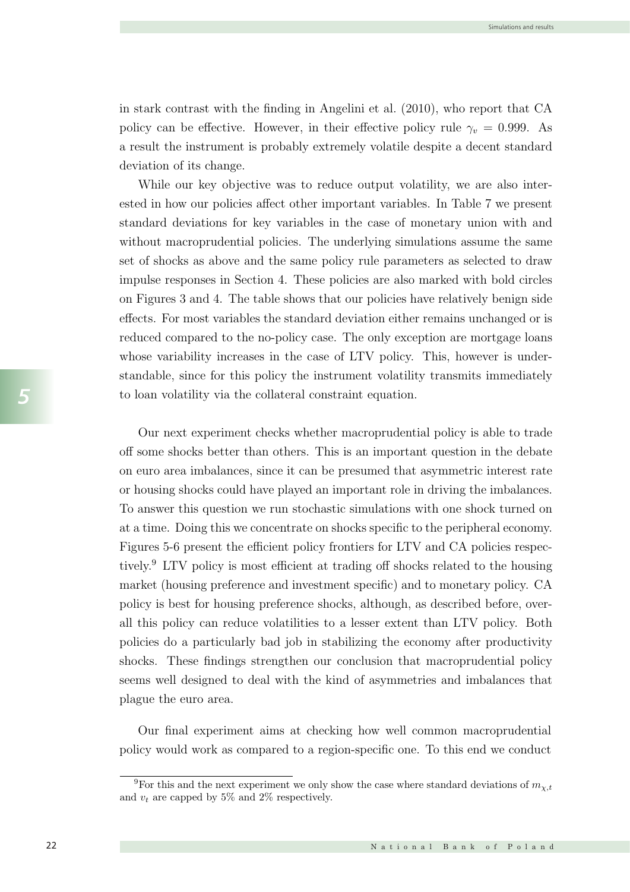in stark contrast with the finding in Angelini et al. (2010), who report that CA policy can be effective. However, in their effective policy rule $\gamma_v = 0.999$. As a result the instrument is probably extremely volatile despite a decent standard deviation of its change.

While our key objective was to reduce output volatility, we are also interested in how our policies affect other important variables. In Table 7 we present standard deviations for key variables in the case of monetary union with and without macroprudential policies. The underlying simulations assume the same set of shocks as above and the same policy rule parameters as selected to draw impulse responses in Section 4. These policies are also marked with bold circles on Figures 3 and 4. The table shows that our policies have relatively benign side effects. For most variables the standard deviation either remains unchanged or is reduced compared to the no-policy case. The only exception are mortgage loans whose variability increases in the case of LTV policy. This, however is understandable, since for this policy the instrument volatility transmits immediately to loan volatility via the collateral constraint equation.

Our next experiment checks whether macroprudential policy is able to trade off some shocks better than others. This is an important question in the debate on euro area imbalances, since it can be presumed that asymmetric interest rate or housing shocks could have played an important role in driving the imbalances. To answer this question we run stochastic simulations with one shock turned on at a time. Doing this we concentrate on shocks specific to the peripheral economy. Figures 5-6 present the efficient policy frontiers for LTV and CA policies respectively.[9] LTV policy is most efficient at trading off shocks related to the housing market (housing preference and investment specific) and to monetary policy. CA policy is best for housing preference shocks, although, as described before, overall this policy can reduce volatilities to a lesser extent than LTV policy. Both policies do a particularly bad job in stabilizing the economy after productivity shocks. These findings strengthen our conclusion that macroprudential policy seems well designed to deal with the kind of asymmetries and imbalances that plague the euro area.

Our final experiment aims at checking how well common macroprudential policy would work as compared to a region-specific one. To this end we conduct

[9] For this and the next experiment we only show the case where standard deviations of $m_{\chi,t}$ and $v_t$ are capped by 5% and 2% respectively.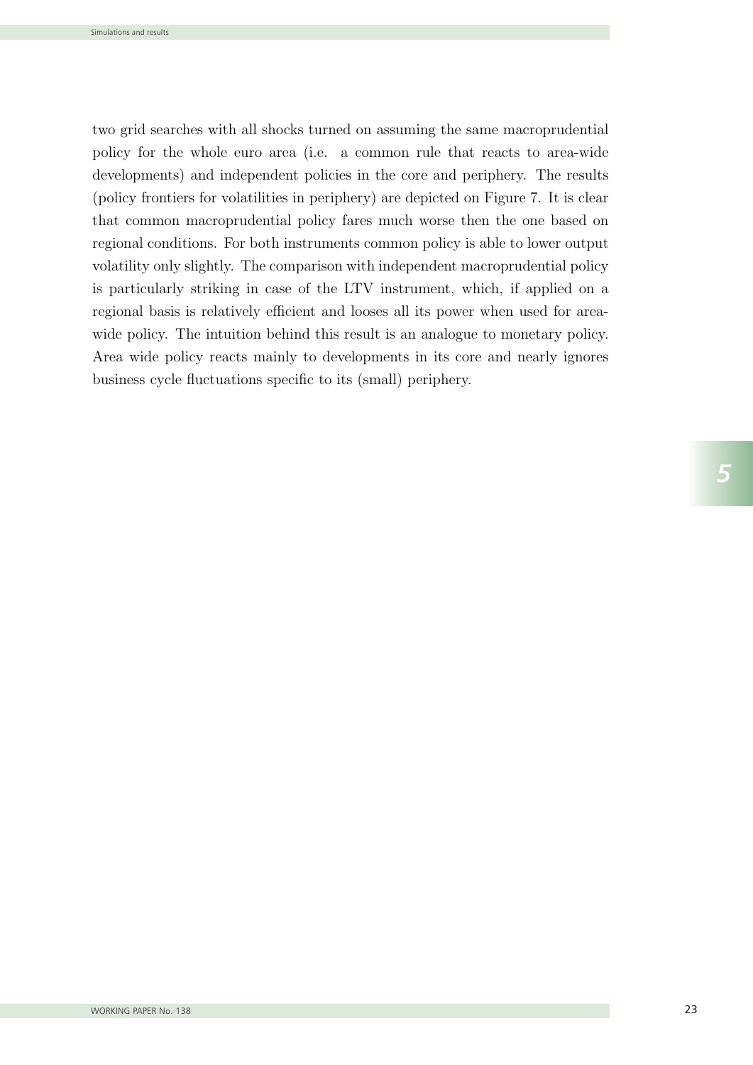two grid searches with all shocks turned on assuming the same macroprudential policy for the whole euro area (i.e. a common rule that reacts to area-wide developments) and independent policies in the core and periphery. The results (policy frontiers for volatilities in periphery) are depicted on Figure 7. It is clear that common macroprudential policy fares much worse then the one based on regional conditions. For both instruments common policy is able to lower output volatility only slightly. The comparison with independent macroprudential policy is particularly striking in case of the LTV instrument, which, if applied on a regional basis is relatively efficient and looses all its power when used for area-wide policy. The intuition behind this result is an analogue to monetary policy. Area wide policy reacts mainly to developments in its core and nearly ignores business cycle fluctuations specific to its (small) periphery.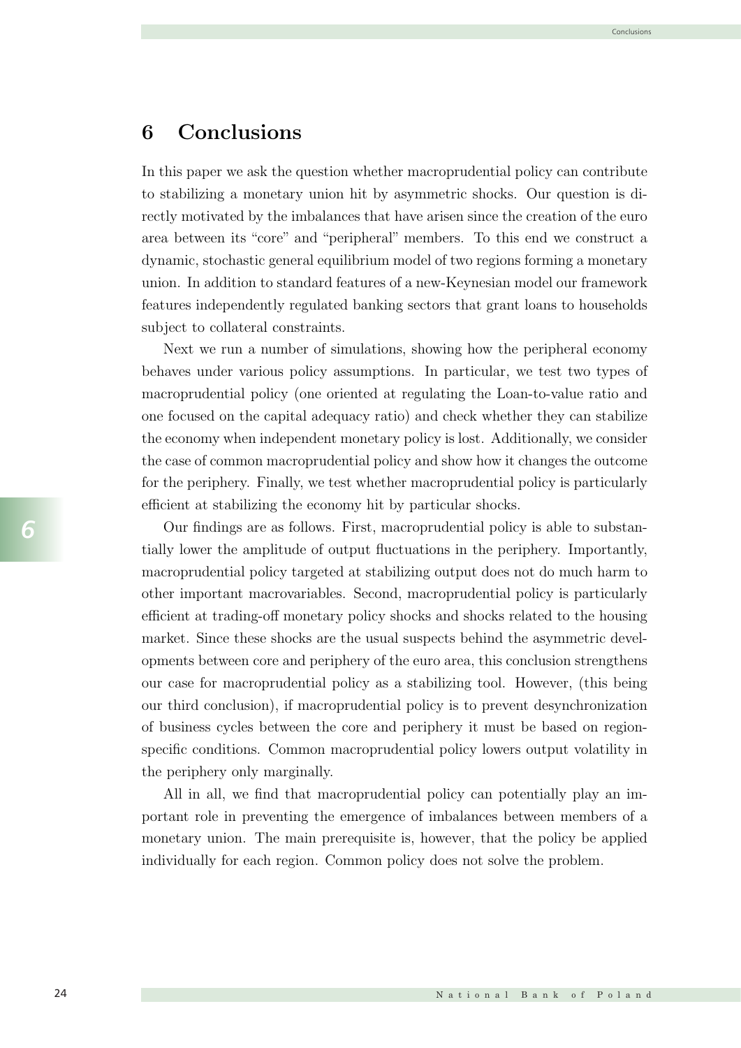# 6 Conclusions

In this paper we ask the question whether macroprudential policy can contribute to stabilizing a monetary union hit by asymmetric shocks. Our question is directly motivated by the imbalances that have arisen since the creation of the euro area between its "core" and "peripheral" members. To this end we construct a dynamic, stochastic general equilibrium model of two regions forming a monetary union. In addition to standard features of a new-Keynesian model our framework features independently regulated banking sectors that grant loans to households subject to collateral constraints.

Next we run a number of simulations, showing how the peripheral economy behaves under various policy assumptions. In particular, we test two types of macroprudential policy (one oriented at regulating the Loan-to-value ratio and one focused on the capital adequacy ratio) and check whether they can stabilize the economy when independent monetary policy is lost. Additionally, we consider the case of common macroprudential policy and show how it changes the outcome for the periphery. Finally, we test whether macroprudential policy is particularly efficient at stabilizing the economy hit by particular shocks.

Our findings are as follows. First, macroprudential policy is able to substantially lower the amplitude of output fluctuations in the periphery. Importantly, macroprudential policy targeted at stabilizing output does not do much harm to other important macrovariables. Second, macroprudential policy is particularly efficient at trading-off monetary policy shocks and shocks related to the housing market. Since these shocks are the usual suspects behind the asymmetric developments between core and periphery of the euro area, this conclusion strengthens our case for macroprudential policy as a stabilizing tool. However, (this being our third conclusion), if macroprudential policy is to prevent desynchronization of business cycles between the core and periphery it must be based on region-specific conditions. Common macroprudential policy lowers output volatility in the periphery only marginally.

All in all, we find that macroprudential policy can potentially play an important role in preventing the emergence of imbalances between members of a monetary union. The main prerequisite is, however, that the policy be applied individually for each region. Common policy does not solve the problem.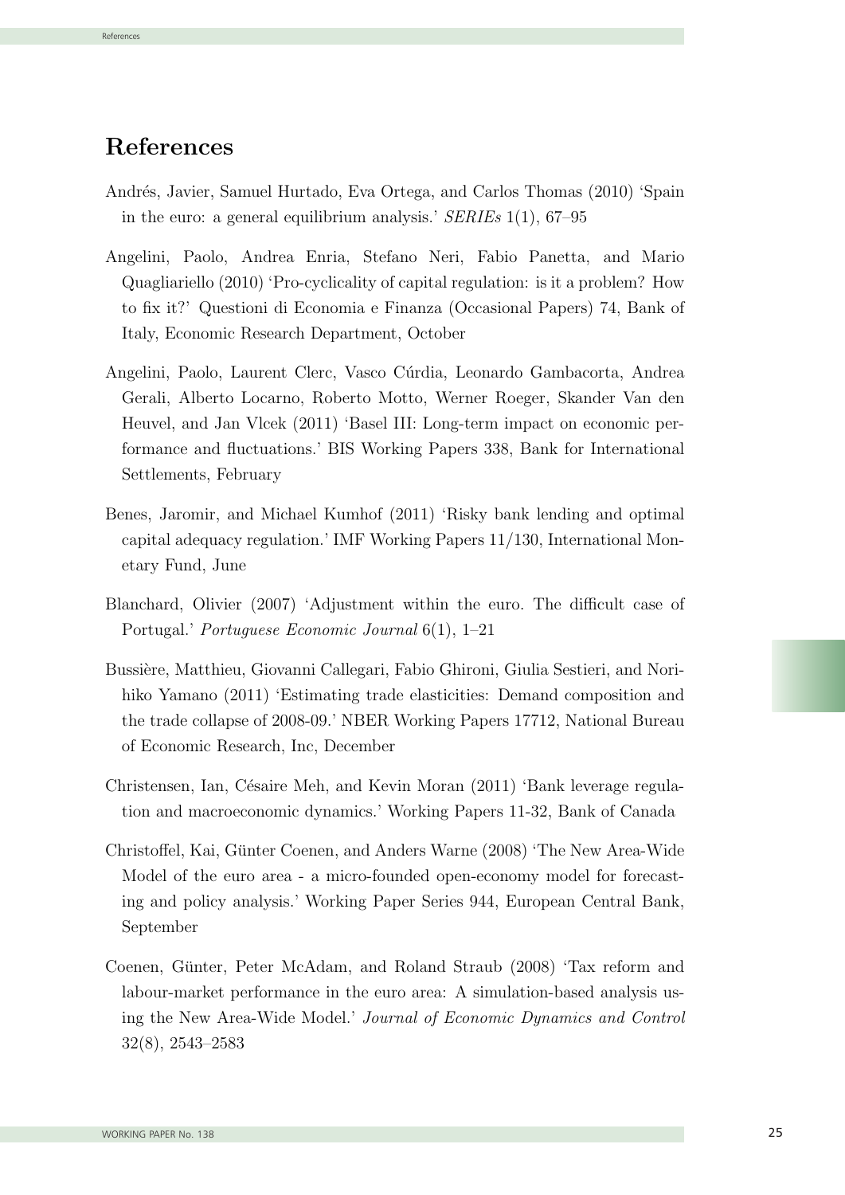# References

Andrés, Javier, Samuel Hurtado, Eva Ortega, and Carlos Thomas (2010) 'Spain in the euro: a general equilibrium analysis.' *SERIEs* 1(1), 67–95

Angelini, Paolo, Andrea Enria, Stefano Neri, Fabio Panetta, and Mario Quagliariello (2010) 'Pro-cyclicality of capital regulation: is it a problem? How to fix it?' Questioni di Economia e Finanza (Occasional Papers) 74, Bank of Italy, Economic Research Department, October

Angelini, Paolo, Laurent Clerc, Vasco Cúrdia, Leonardo Gambacorta, Andrea Gerali, Alberto Locarno, Roberto Motto, Werner Roeger, Skander Van den Heuvel, and Jan Vlcek (2011) 'Basel III: Long-term impact on economic performance and fluctuations.' BIS Working Papers 338, Bank for International Settlements, February

Benes, Jaromir, and Michael Kumhof (2011) 'Risky bank lending and optimal capital adequacy regulation.' IMF Working Papers 11/130, International Monetary Fund, June

Blanchard, Olivier (2007) 'Adjustment within the euro. The difficult case of Portugal.' *Portuguese Economic Journal* 6(1), 1–21

Bussière, Matthieu, Giovanni Callegari, Fabio Ghironi, Giulia Sestieri, and Norihiko Yamano (2011) 'Estimating trade elasticities: Demand composition and the trade collapse of 2008-09.' NBER Working Papers 17712, National Bureau of Economic Research, Inc, December

Christensen, Ian, Césaire Meh, and Kevin Moran (2011) 'Bank leverage regulation and macroeconomic dynamics.' Working Papers 11-32, Bank of Canada

Christoffel, Kai, Günter Coenen, and Anders Warne (2008) 'The New Area-Wide Model of the euro area - a micro-founded open-economy model for forecasting and policy analysis.' Working Paper Series 944, European Central Bank, September

Coenen, Günter, Peter McAdam, and Roland Straub (2008) 'Tax reform and labour-market performance in the euro area: A simulation-based analysis using the New Area-Wide Model.' *Journal of Economic Dynamics and Control* 32(8), 2543–2583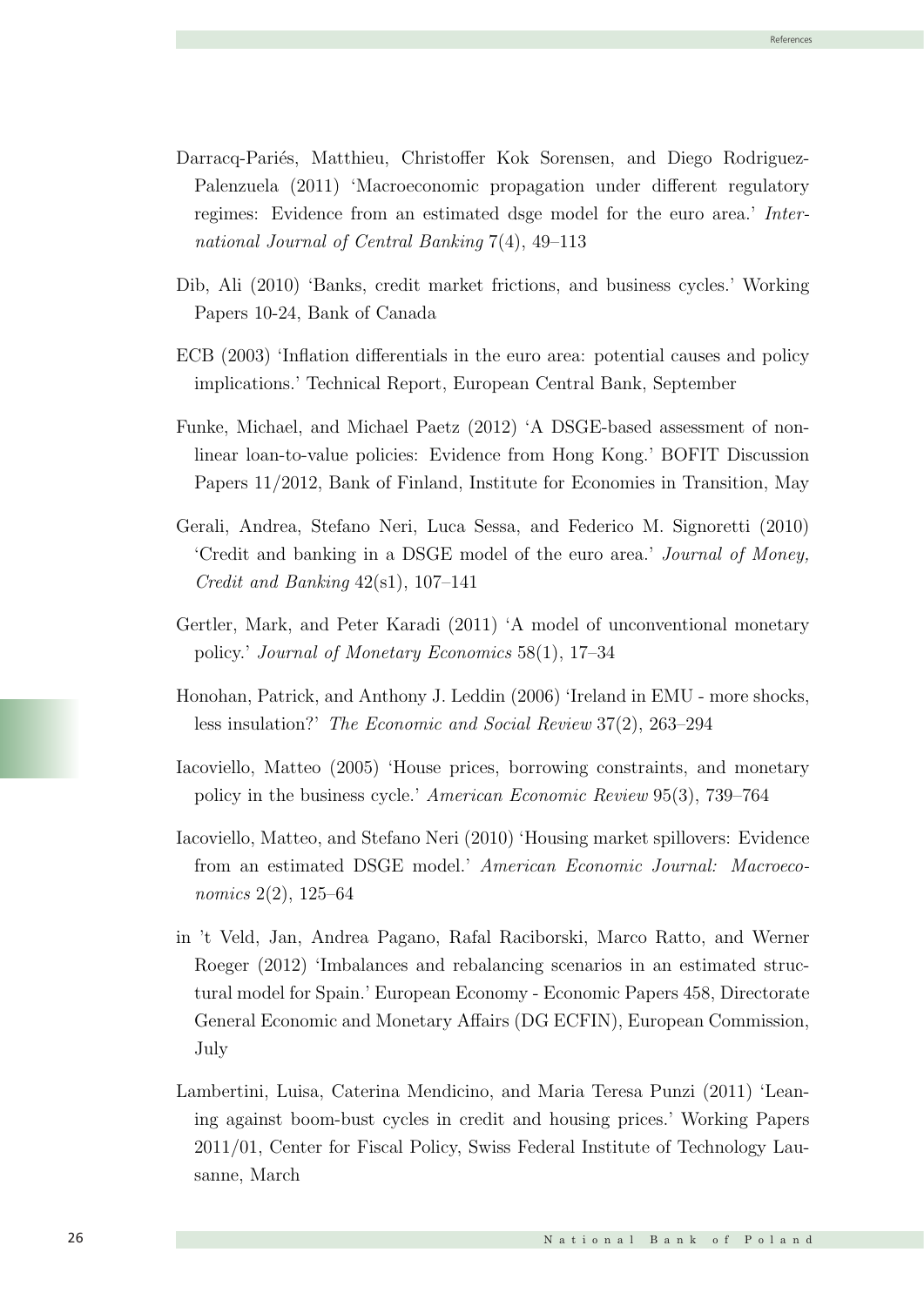Darracq-Pariés, Matthieu, Christoffer Kok Sorensen, and Diego Rodriguez-Palenzuela (2011) 'Macroeconomic propagation under different regulatory regimes: Evidence from an estimated dsge model for the euro area.' *International Journal of Central Banking* 7(4), 49–113

Dib, Ali (2010) 'Banks, credit market frictions, and business cycles.' Working Papers 10-24, Bank of Canada

ECB (2003) 'Inflation differentials in the euro area: potential causes and policy implications.' Technical Report, European Central Bank, September

Funke, Michael, and Michael Paetz (2012) 'A DSGE-based assessment of non-linear loan-to-value policies: Evidence from Hong Kong.' BOFIT Discussion Papers 11/2012, Bank of Finland, Institute for Economies in Transition, May

Gerali, Andrea, Stefano Neri, Luca Sessa, and Federico M. Signoretti (2010) 'Credit and banking in a DSGE model of the euro area.' *Journal of Money, Credit and Banking* 42(s1), 107–141

Gertler, Mark, and Peter Karadi (2011) 'A model of unconventional monetary policy.' *Journal of Monetary Economics* 58(1), 17–34

Honohan, Patrick, and Anthony J. Leddin (2006) 'Ireland in EMU - more shocks, less insulation?' *The Economic and Social Review* 37(2), 263–294

Iacoviello, Matteo (2005) 'House prices, borrowing constraints, and monetary policy in the business cycle.' *American Economic Review* 95(3), 739–764

Iacoviello, Matteo, and Stefano Neri (2010) 'Housing market spillovers: Evidence from an estimated DSGE model.' *American Economic Journal: Macroeconomics* 2(2), 125–64

in 't Veld, Jan, Andrea Pagano, Rafal Raciborski, Marco Ratto, and Werner Roeger (2012) 'Imbalances and rebalancing scenarios in an estimated structural model for Spain.' European Economy - Economic Papers 458, Directorate General Economic and Monetary Affairs (DG ECFIN), European Commission, July

Lambertini, Luisa, Caterina Mendicino, and Maria Teresa Punzi (2011) 'Leaning against boom-bust cycles in credit and housing prices.' Working Papers 2011/01, Center for Fiscal Policy, Swiss Federal Institute of Technology Lausanne, March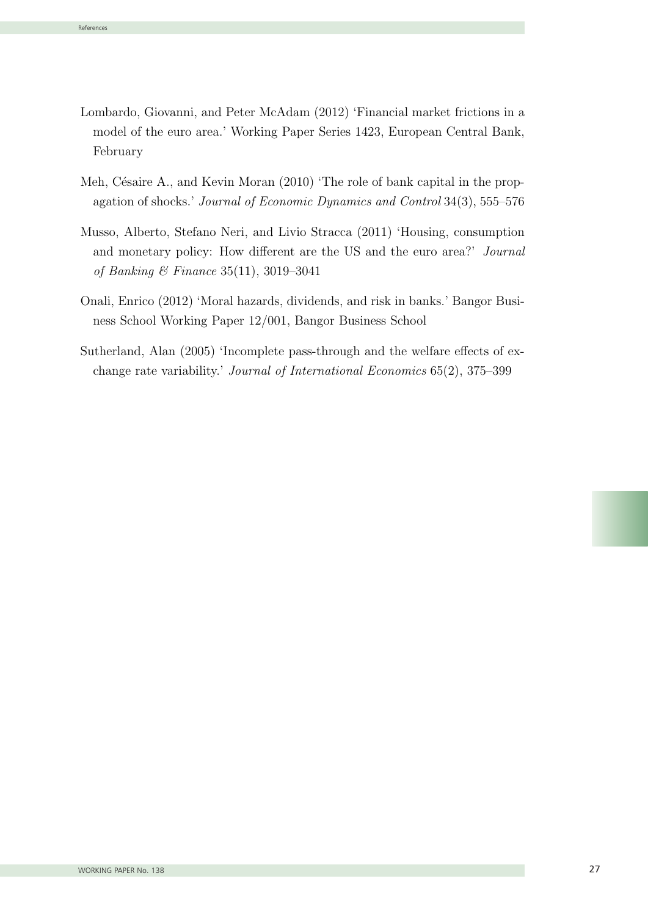Lombardo, Giovanni, and Peter McAdam (2012) 'Financial market frictions in a model of the euro area.' Working Paper Series 1423, European Central Bank, February

Meh, Césaire A., and Kevin Moran (2010) 'The role of bank capital in the propagation of shocks.' *Journal of Economic Dynamics and Control* 34(3), 555–576

Musso, Alberto, Stefano Neri, and Livio Stracca (2011) 'Housing, consumption and monetary policy: How different are the US and the euro area?' *Journal of Banking & Finance* 35(11), 3019–3041

Onali, Enrico (2012) 'Moral hazards, dividends, and risk in banks.' Bangor Business School Working Paper 12/001, Bangor Business School

Sutherland, Alan (2005) 'Incomplete pass-through and the welfare effects of exchange rate variability.' *Journal of International Economics* 65(2), 375–399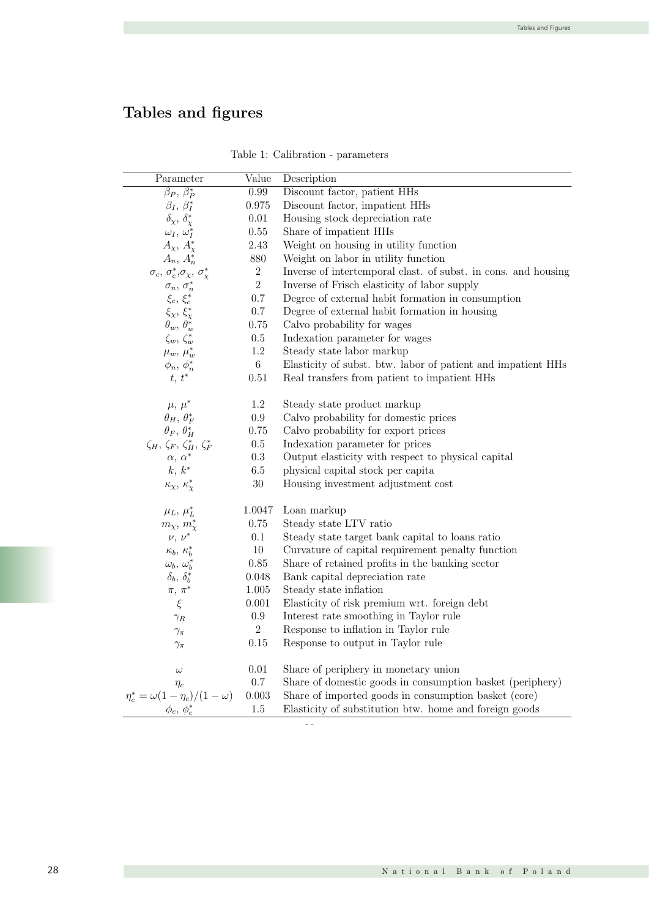## Tables and figures

Table 1: Calibration - parameters

| Parameter | Value | Description |
|---|---|---|
| $\beta_P$, $\beta_P^*$ | 0.99 | Discount factor, patient HHs |
| $\beta_I$, $\beta_I^*$ | 0.975 | Discount factor, impatient HHs |
| $\delta_\chi$, $\delta_\chi^*$ | 0.01 | Housing stock depreciation rate |
| $\omega_I$, $\omega_I^*$ | 0.55 | Share of impatient HHs |
| $A_\chi$, $A_\chi^*$ | 2.43 | Weight on housing in utility function |
| $A_n$, $A_n^*$ | 880 | Weight on labor in utility function |
| $\sigma_c$, $\sigma_c^*$,$\sigma_\chi$, $\sigma_\chi^*$ | 2 | Inverse of intertemporal elast. of subst. in cons. and housing |
| $\sigma_n$, $\sigma_n^*$ | 2 | Inverse of Frisch elasticity of labor supply |
| $\xi_c$, $\xi_c^*$ | 0.7 | Degree of external habit formation in consumption |
| $\xi_\chi$, $\xi_\chi^*$ | 0.7 | Degree of external habit formation in housing |
| $\theta_w$, $\theta_w^*$ | 0.75 | Calvo probability for wages |
| $\zeta_w$, $\zeta_w^*$ | 0.5 | Indexation parameter for wages |
| $\mu_w$, $\mu_w^*$ | 1.2 | Steady state labor markup |
| $\phi_n$, $\phi_n^*$ | 6 | Elasticity of subst. btw. labor of patient and impatient HHs |
| $t$, $t^*$ | 0.51 | Real transfers from patient to impatient HHs |
| | | |
| $\mu$, $\mu^*$ | 1.2 | Steady state product markup |
| $\theta_H$, $\theta_F^*$ | 0.9 | Calvo probability for domestic prices |
| $\theta_F$, $\theta_H^*$ | 0.75 | Calvo probability for export prices |
| $\zeta_H$, $\zeta_F$, $\zeta_H^*$, $\zeta_F^*$ | 0.5 | Indexation parameter for prices |
| $\alpha$, $\alpha^*$ | 0.3 | Output elasticity with respect to physical capital |
| $k$, $k^*$ | 6.5 | physical capital stock per capita |
| $\kappa_\chi$, $\kappa_\chi^*$ | 30 | Housing investment adjustment cost |
| | | |
| $\mu_L$, $\mu_L^*$ | 1.0047 | Loan markup |
| $m_\chi$, $m_\chi^*$ | 0.75 | Steady state LTV ratio |
| $\nu$, $\nu^*$ | 0.1 | Steady state target bank capital to loans ratio |
| $\kappa_b$, $\kappa_b^*$ | 10 | Curvature of capital requirement penalty function |
| $\omega_b$, $\omega_b^*$ | 0.85 | Share of retained profits in the banking sector |
| $\delta_b$, $\delta_b^*$ | 0.048 | Bank capital depreciation rate |
| $\pi$, $\pi^*$ | 1.005 | Steady state inflation |
| $\xi$ | 0.001 | Elasticity of risk premium wrt. foreign debt |
| $\gamma_R$ | 0.9 | Interest rate smoothing in Taylor rule |
| $\gamma_\pi$ | 2 | Response to inflation in Taylor rule |
| $\gamma_\pi$ | 0.15 | Response to output in Taylor rule |
| | | |
| $\omega$ | 0.01 | Share of periphery in monetary union |
| $\eta_c$ | 0.7 | Share of domestic goods in consumption basket (periphery) |
| $\eta_c^* = \omega(1-\eta_c)/(1-\omega)$ | 0.003 | Share of imported goods in consumption basket (core) |
| $\phi_c$, $\phi_c^*$ | 1.5 | Elasticity of substitution btw. home and foreign goods |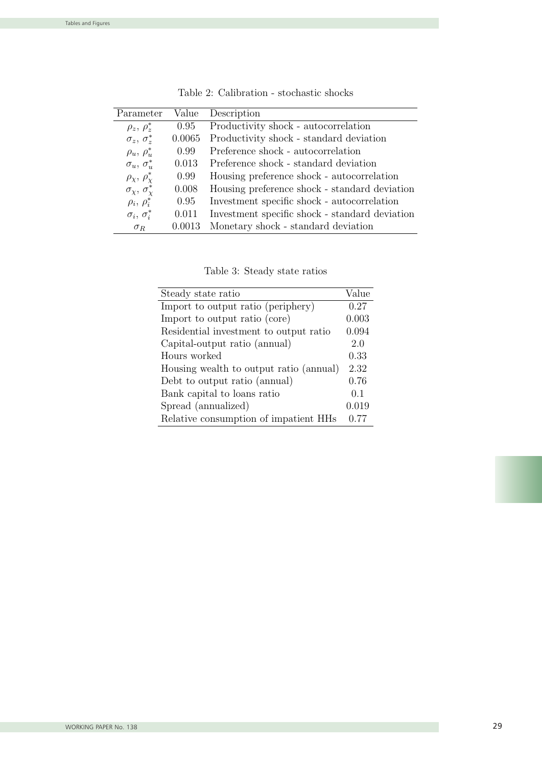Table 2: Calibration - stochastic shocks

| Parameter | Value | Description |
|---|---|---|
| $\rho_z$, $\rho_z^*$ | 0.95 | Productivity shock - autocorrelation |
| $\sigma_z$, $\sigma_z^*$ | 0.0065 | Productivity shock - standard deviation |
| $\rho_u$, $\rho_u^*$ | 0.99 | Preference shock - autocorrelation |
| $\sigma_u$, $\sigma_u^*$ | 0.013 | Preference shock - standard deviation |
| $\rho_\chi$, $\rho_\chi^*$ | 0.99 | Housing preference shock - autocorrelation |
| $\sigma_\chi$, $\sigma_\chi^*$ | 0.008 | Housing preference shock - standard deviation |
| $\rho_i$, $\rho_i^*$ | 0.95 | Investment specific shock - autocorrelation |
| $\sigma_i$, $\sigma_i^*$ | 0.011 | Investment specific shock - standard deviation |
| $\sigma_R$ | 0.0013 | Monetary shock - standard deviation |

Table 3: Steady state ratios

| Steady state ratio | Value |
|---|---|
| Import to output ratio (periphery) | 0.27 |
| Import to output ratio (core) | 0.003 |
| Residential investment to output ratio | 0.094 |
| Capital-output ratio (annual) | 2.0 |
| Hours worked | 0.33 |
| Housing wealth to output ratio (annual) | 2.32 |
| Debt to output ratio (annual) | 0.76 |
| Bank capital to loans ratio | 0.1 |
| Spread (annualized) | 0.019 |
| Relative consumption of impatient HHs | 0.77 |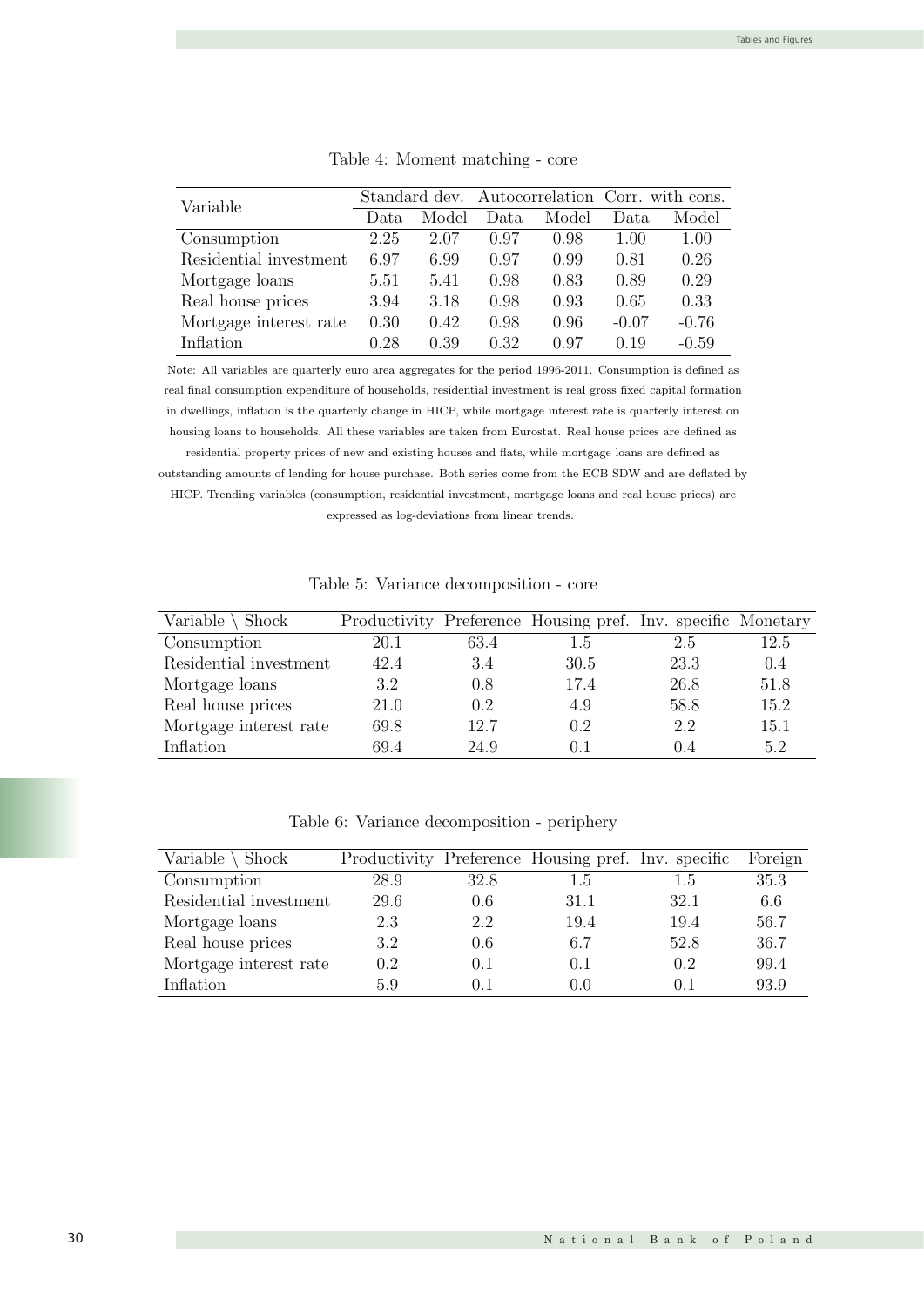Table 4: Moment matching - core

| Variable | Standard dev. | | Autocorrelation | | Corr. with cons. | |
|---|---|---|---|---|---|---|
| | Data | Model | Data | Model | Data | Model |
| Consumption | 2.25 | 2.07 | 0.97 | 0.98 | 1.00 | 1.00 |
| Residential investment | 6.97 | 6.99 | 0.97 | 0.99 | 0.81 | 0.26 |
| Mortgage loans | 5.51 | 5.41 | 0.98 | 0.83 | 0.89 | 0.29 |
| Real house prices | 3.94 | 3.18 | 0.98 | 0.93 | 0.65 | 0.33 |
| Mortgage interest rate | 0.30 | 0.42 | 0.98 | 0.96 | -0.07 | -0.76 |
| Inflation | 0.28 | 0.39 | 0.32 | 0.97 | 0.19 | -0.59 |

Note: All variables are quarterly euro area aggregates for the period 1996-2011. Consumption is defined as real final consumption expenditure of households, residential investment is real gross fixed capital formation in dwellings, inflation is the quarterly change in HICP, while mortgage interest rate is quarterly interest on housing loans to households. All these variables are taken from Eurostat. Real house prices are defined as residential property prices of new and existing houses and flats, while mortgage loans are defined as outstanding amounts of lending for house purchase. Both series come from the ECB SDW and are deflated by HICP. Trending variables (consumption, residential investment, mortgage loans and real house prices) are expressed as log-deviations from linear trends.

Table 5: Variance decomposition - core

| Variable \ Shock | Productivity | Preference | Housing pref. | Inv. specific | Monetary |
|---|---|---|---|---|---|
| Consumption | 20.1 | 63.4 | 1.5 | 2.5 | 12.5 |
| Residential investment | 42.4 | 3.4 | 30.5 | 23.3 | 0.4 |
| Mortgage loans | 3.2 | 0.8 | 17.4 | 26.8 | 51.8 |
| Real house prices | 21.0 | 0.2 | 4.9 | 58.8 | 15.2 |
| Mortgage interest rate | 69.8 | 12.7 | 0.2 | 2.2 | 15.1 |
| Inflation | 69.4 | 24.9 | 0.1 | 0.4 | 5.2 |

Table 6: Variance decomposition - periphery

| Variable \ Shock | Productivity | Preference | Housing pref. | Inv. specific | Foreign |
|---|---|---|---|---|---|
| Consumption | 28.9 | 32.8 | 1.5 | 1.5 | 35.3 |
| Residential investment | 29.6 | 0.6 | 31.1 | 32.1 | 6.6 |
| Mortgage loans | 2.3 | 2.2 | 19.4 | 19.4 | 56.7 |
| Real house prices | 3.2 | 0.6 | 6.7 | 52.8 | 36.7 |
| Mortgage interest rate | 0.2 | 0.1 | 0.1 | 0.2 | 99.4 |
| Inflation | 5.9 | 0.1 | 0.0 | 0.1 | 93.9 |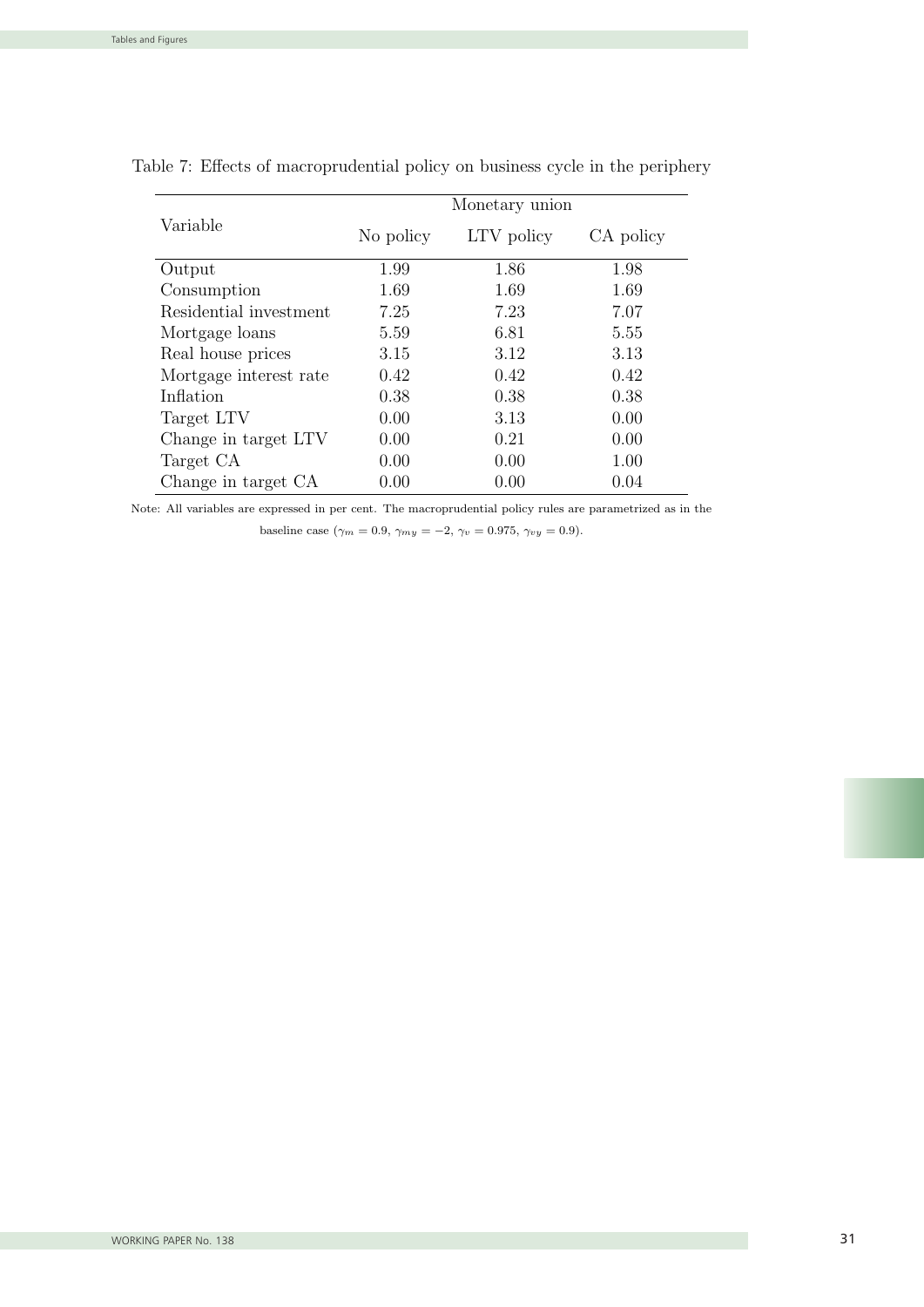Table 7: Effects of macroprudential policy on business cycle in the periphery

| Variable | Monetary union | | |
|---|---|---|---|
| | No policy | LTV policy | CA policy |
| Output | 1.99 | 1.86 | 1.98 |
| Consumption | 1.69 | 1.69 | 1.69 |
| Residential investment | 7.25 | 7.23 | 7.07 |
| Mortgage loans | 5.59 | 6.81 | 5.55 |
| Real house prices | 3.15 | 3.12 | 3.13 |
| Mortgage interest rate | 0.42 | 0.42 | 0.42 |
| Inflation | 0.38 | 0.38 | 0.38 |
| Target LTV | 0.00 | 3.13 | 0.00 |
| Change in target LTV | 0.00 | 0.21 | 0.00 |
| Target CA | 0.00 | 0.00 | 1.00 |
| Change in target CA | 0.00 | 0.00 | 0.04 |

Note: All variables are expressed in per cent. The macroprudential policy rules are parametrized as in the baseline case ($\gamma_m = 0.9$, $\gamma_{my} = -2$, $\gamma_v = 0.975$, $\gamma_{vy} = 0.9$).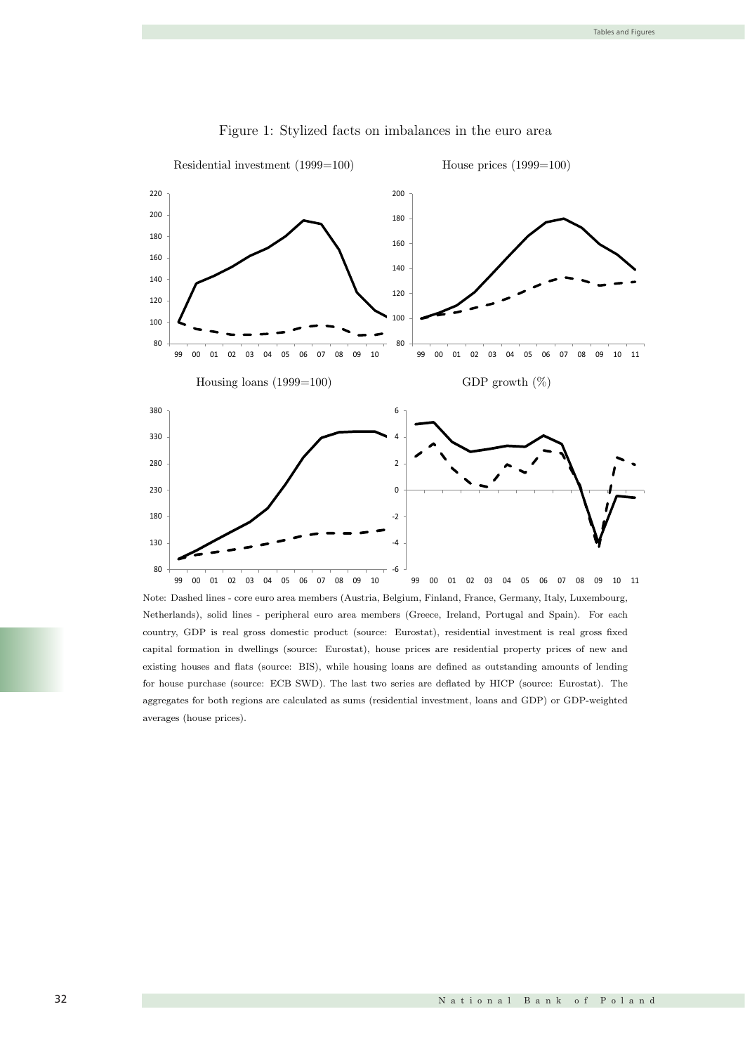Figure 1: Stylized facts on imbalances in the euro area

Residential investment (1999=100)

House prices (1999=100)

Housing loans (1999=100)

GDP growth (%)

Note: Dashed lines - core euro area members (Austria, Belgium, Finland, France, Germany, Italy, Luxembourg, Netherlands), solid lines - peripheral euro area members (Greece, Ireland, Portugal and Spain). For each country, GDP is real gross domestic product (source: Eurostat), residential investment is real gross fixed capital formation in dwellings (source: Eurostat), house prices are residential property prices of new and existing houses and flats (source: BIS), while housing loans are defined as outstanding amounts of lending for house purchase (source: ECB SWD). The last two series are deflated by HICP (source: Eurostat). The aggregates for both regions are calculated as sums (residential investment, loans and GDP) or GDP-weighted averages (house prices).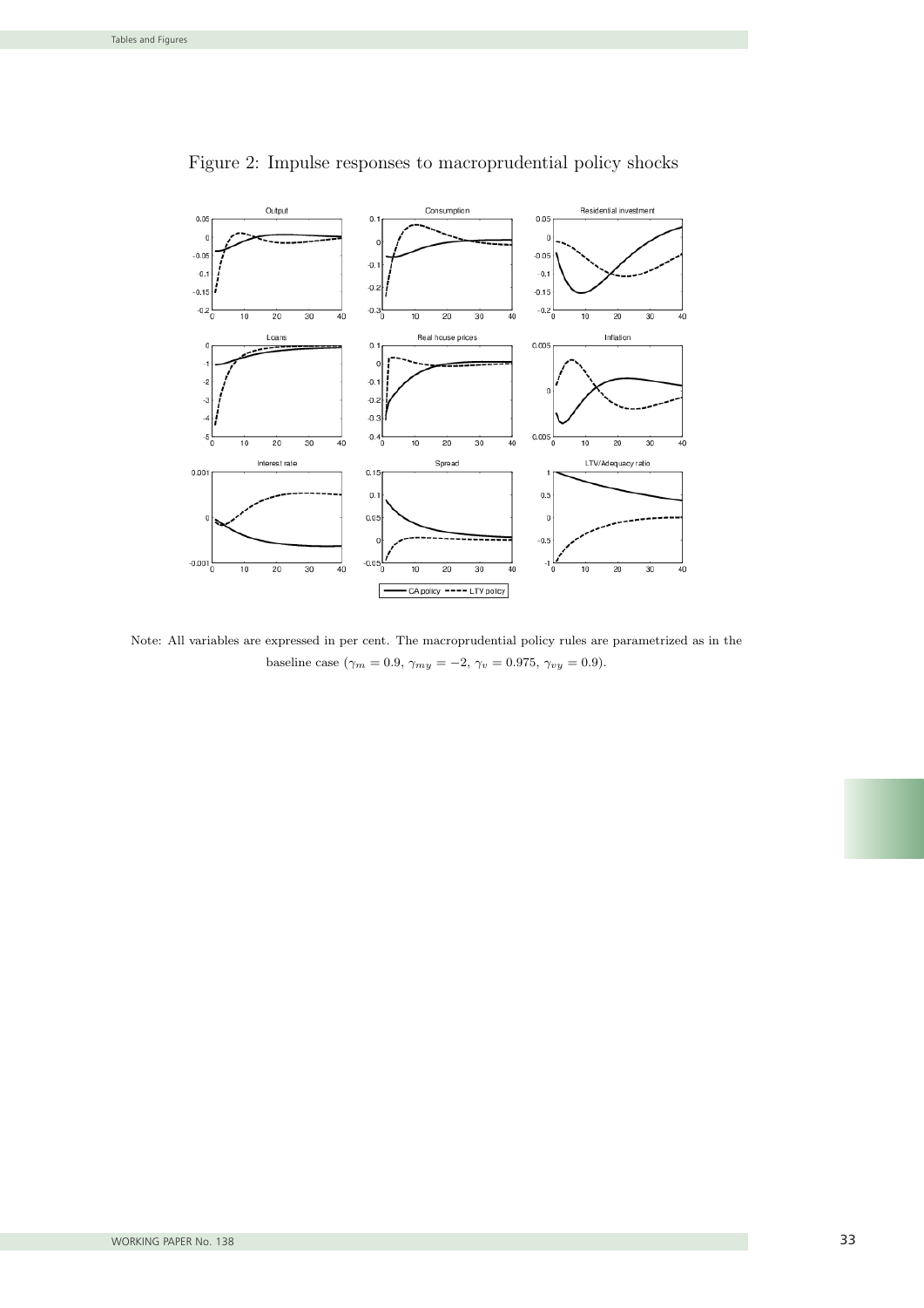Figure 2: Impulse responses to macroprudential policy shocks

Note: All variables are expressed in per cent. The macroprudential policy rules are parametrized as in the baseline case ($\gamma_m = 0.9$, $\gamma_{my} = -2$, $\gamma_v = 0.975$, $\gamma_{vy} = 0.9$).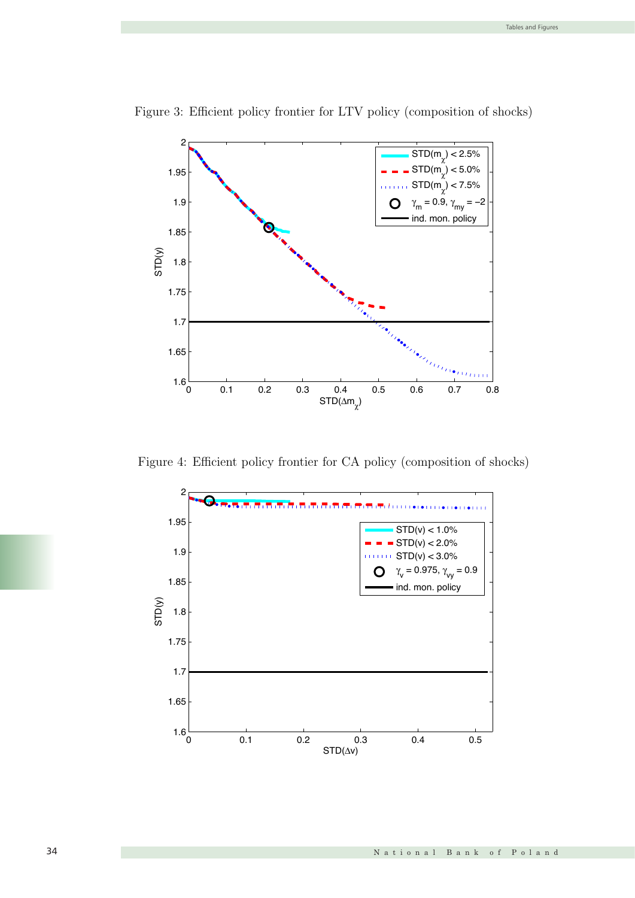Figure 3: Efficient policy frontier for LTV policy (composition of shocks)

Figure 4: Efficient policy frontier for CA policy (composition of shocks)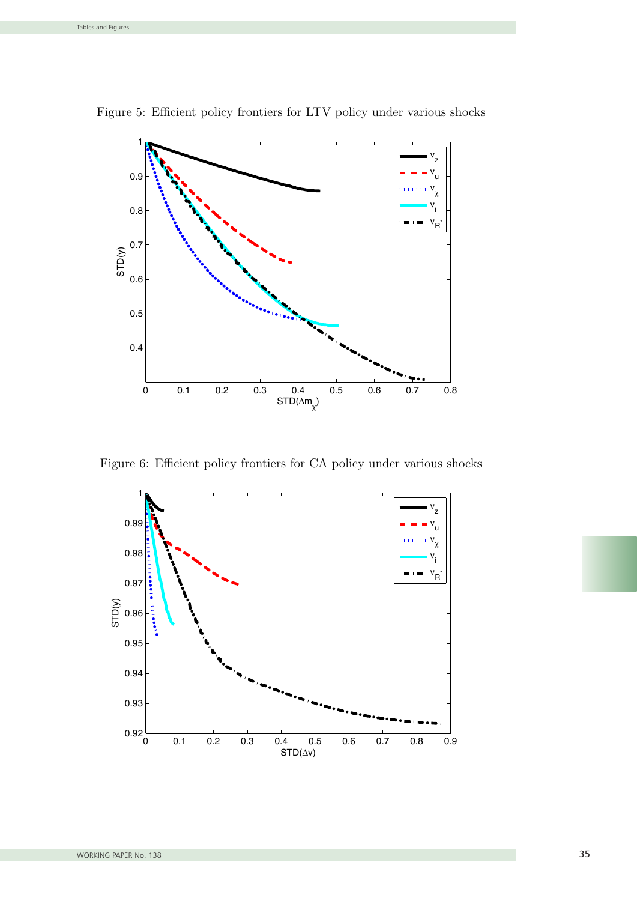Figure 5: Efficient policy frontiers for LTV policy under various shocks

Figure 6: Efficient policy frontiers for CA policy under various shocks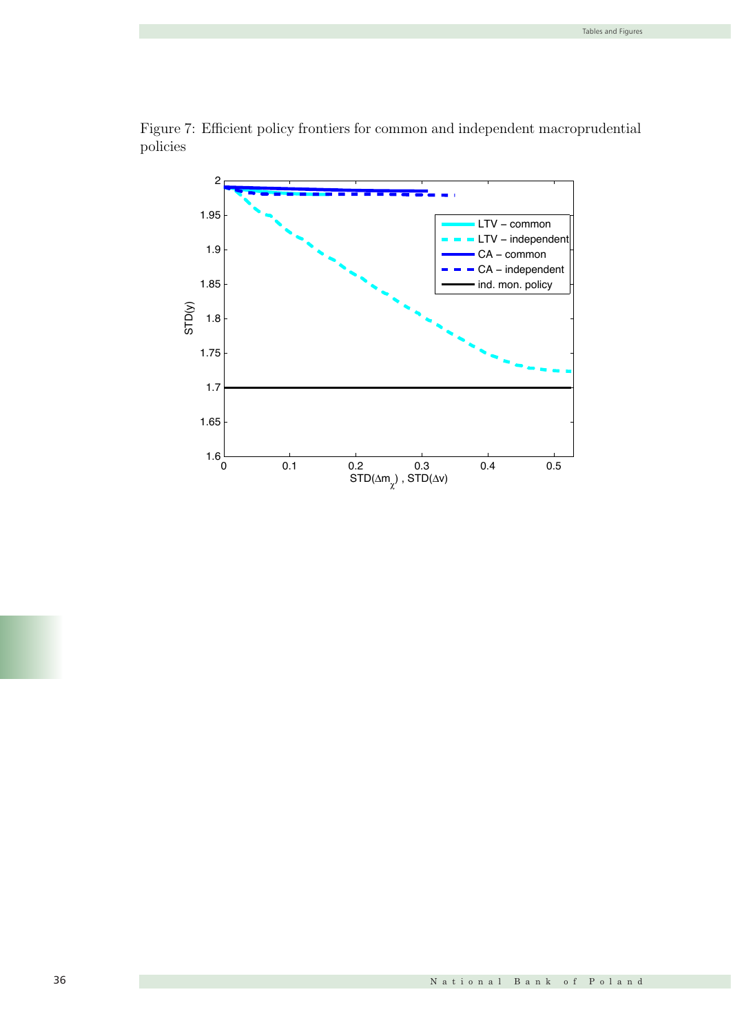Figure 7: Efficient policy frontiers for common and independent macroprudential policies

2
1.95
1.9
1.85
1.8
1.75
1.7
1.65
1.6

STD(y)

0
0.1
0.2
0.3
0.4
0.5

$STD(\Delta m_\chi)$ , $STD(\Delta v)$

LTV – common
LTV – independent
CA – common
CA – independent
ind. mon. policy